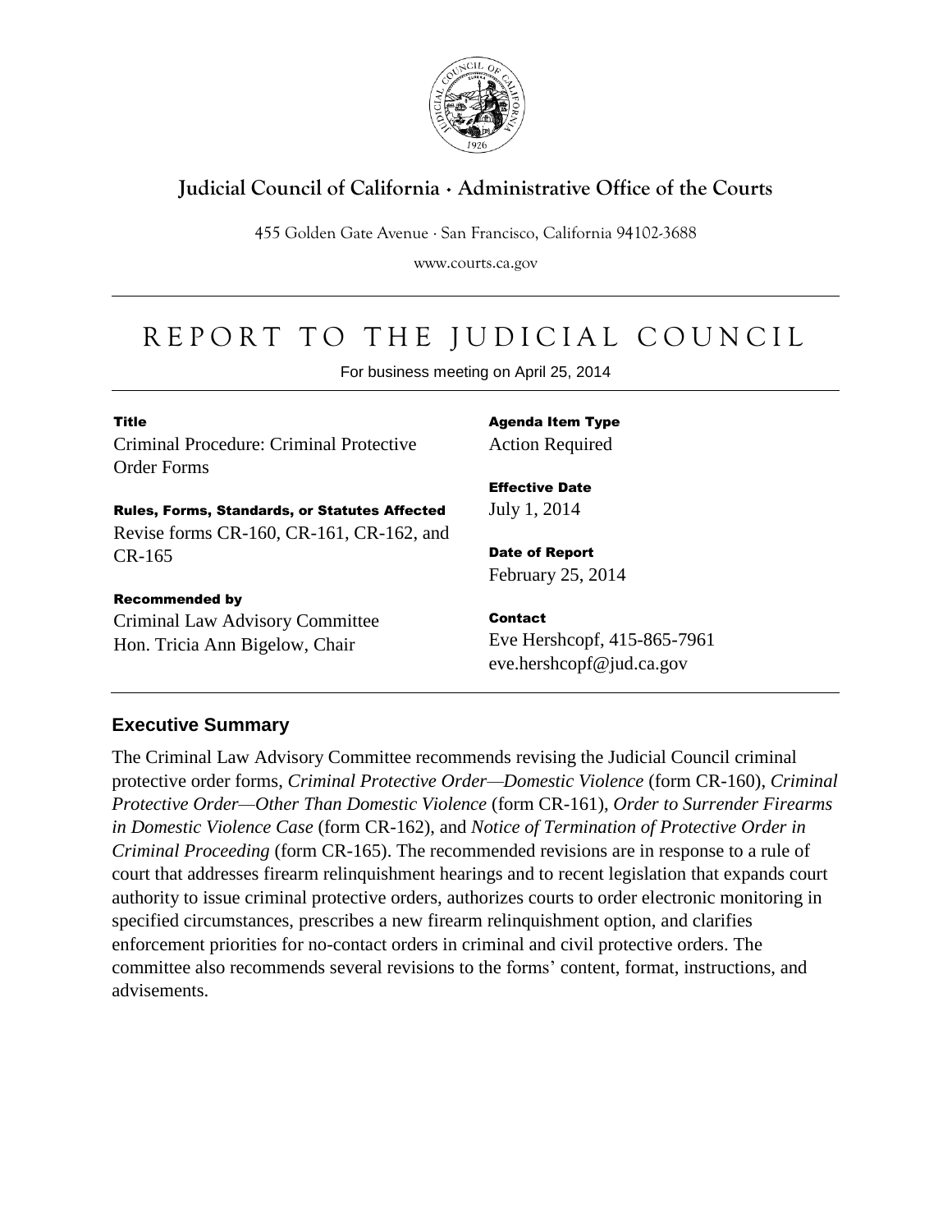# Judicial Council of California · Administrative Office of the Courts

455 Golden Gate Avenue · San Francisco, California 94102-3688

www.courts.ca.gov

---

# REPORT TO THE JUDICIAL COUNCIL

For business meeting on April 25, 2014

---

**Title**

Criminal Procedure: Criminal Protective Order Forms

**Rules, Forms, Standards, or Statutes Affected**

Revise forms CR-160, CR-161, CR-162, and CR-165

**Recommended by**

Criminal Law Advisory Committee
Hon. Tricia Ann Bigelow, Chair

**Agenda Item Type**

Action Required

**Effective Date**

July 1, 2014

**Date of Report**

February 25, 2014

**Contact**

Eve Hershcopf, 415-865-7961
eve.hershcopf@jud.ca.gov

---

## Executive Summary

The Criminal Law Advisory Committee recommends revising the Judicial Council criminal protective order forms, *Criminal Protective Order—Domestic Violence* (form CR-160), *Criminal Protective Order—Other Than Domestic Violence* (form CR-161), *Order to Surrender Firearms in Domestic Violence Case* (form CR-162), and *Notice of Termination of Protective Order in Criminal Proceeding* (form CR-165). The recommended revisions are in response to a rule of court that addresses firearm relinquishment hearings and to recent legislation that expands court authority to issue criminal protective orders, authorizes courts to order electronic monitoring in specified circumstances, prescribes a new firearm relinquishment option, and clarifies enforcement priorities for no-contact orders in criminal and civil protective orders. The committee also recommends several revisions to the forms' content, format, instructions, and advisements.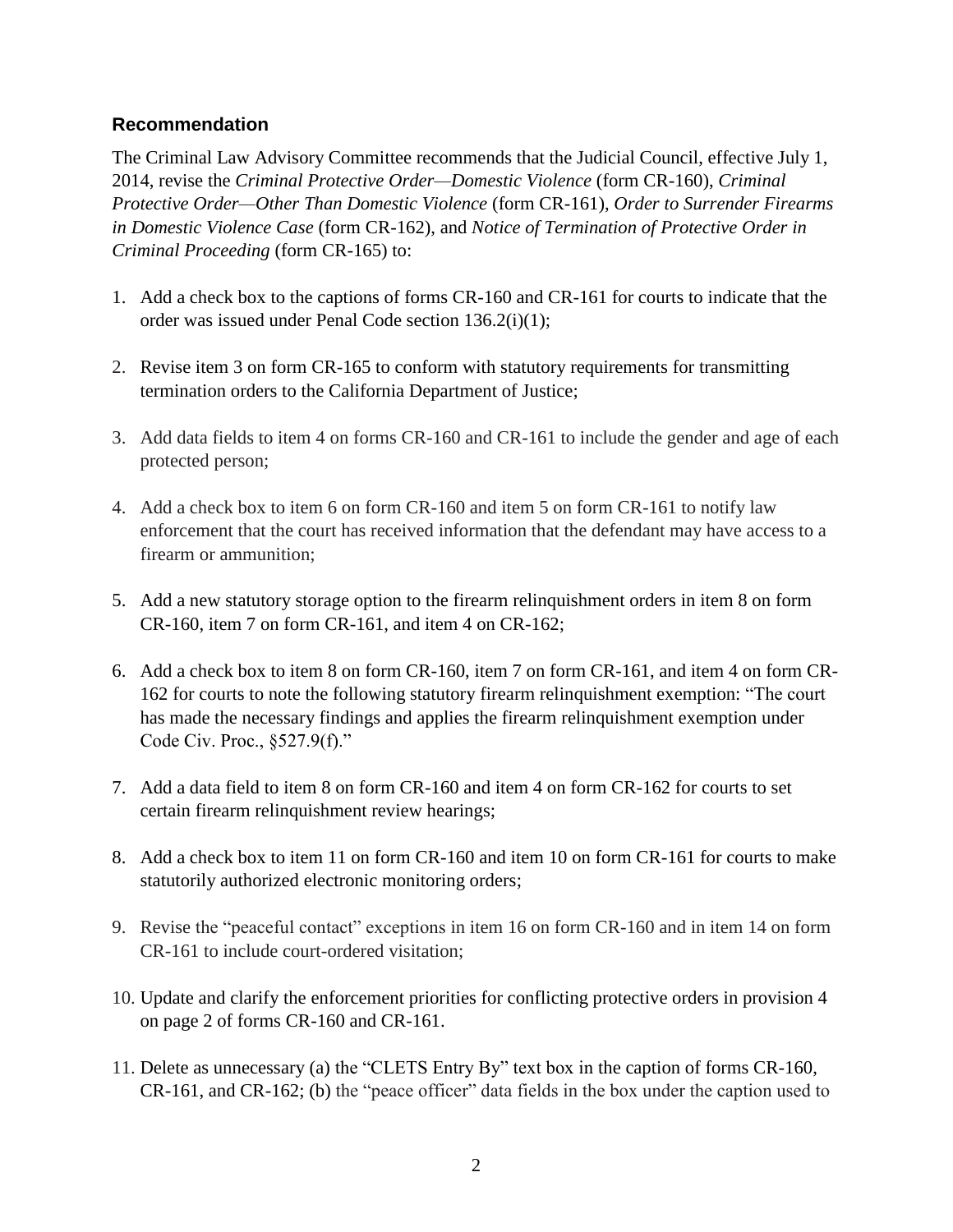## Recommendation

The Criminal Law Advisory Committee recommends that the Judicial Council, effective July 1, 2014, revise the *Criminal Protective Order—Domestic Violence* (form CR-160), *Criminal Protective Order—Other Than Domestic Violence* (form CR-161), *Order to Surrender Firearms in Domestic Violence Case* (form CR-162), and *Notice of Termination of Protective Order in Criminal Proceeding* (form CR-165) to:

1. Add a check box to the captions of forms CR-160 and CR-161 for courts to indicate that the order was issued under Penal Code section 136.2(i)(1);
2. Revise item 3 on form CR-165 to conform with statutory requirements for transmitting termination orders to the California Department of Justice;
3. Add data fields to item 4 on forms CR-160 and CR-161 to include the gender and age of each protected person;
4. Add a check box to item 6 on form CR-160 and item 5 on form CR-161 to notify law enforcement that the court has received information that the defendant may have access to a firearm or ammunition;
5. Add a new statutory storage option to the firearm relinquishment orders in item 8 on form CR-160, item 7 on form CR-161, and item 4 on CR-162;
6. Add a check box to item 8 on form CR-160, item 7 on form CR-161, and item 4 on form CR-162 for courts to note the following statutory firearm relinquishment exemption: "The court has made the necessary findings and applies the firearm relinquishment exemption under Code Civ. Proc., §527.9(f)."
7. Add a data field to item 8 on form CR-160 and item 4 on form CR-162 for courts to set certain firearm relinquishment review hearings;
8. Add a check box to item 11 on form CR-160 and item 10 on form CR-161 for courts to make statutorily authorized electronic monitoring orders;
9. Revise the "peaceful contact" exceptions in item 16 on form CR-160 and in item 14 on form CR-161 to include court-ordered visitation;
10. Update and clarify the enforcement priorities for conflicting protective orders in provision 4 on page 2 of forms CR-160 and CR-161.
11. Delete as unnecessary (a) the "CLETS Entry By" text box in the caption of forms CR-160, CR-161, and CR-162; (b) the "peace officer" data fields in the box under the caption used to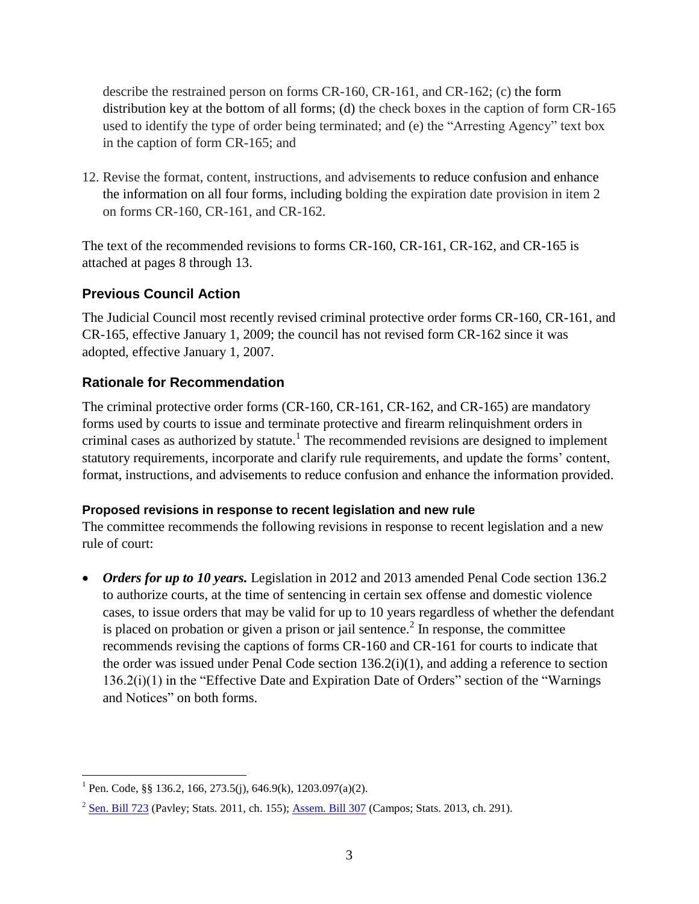describe the restrained person on forms CR-160, CR-161, and CR-162; (c) the form distribution key at the bottom of all forms; (d) the check boxes in the caption of form CR-165 used to identify the type of order being terminated; and (e) the "Arresting Agency" text box in the caption of form CR-165; and

12. Revise the format, content, instructions, and advisements to reduce confusion and enhance the information on all four forms, including bolding the expiration date provision in item 2 on forms CR-160, CR-161, and CR-162.

The text of the recommended revisions to forms CR-160, CR-161, CR-162, and CR-165 is attached at pages 8 through 13.

## Previous Council Action

The Judicial Council most recently revised criminal protective order forms CR-160, CR-161, and CR-165, effective January 1, 2009; the council has not revised form CR-162 since it was adopted, effective January 1, 2007.

## Rationale for Recommendation

The criminal protective order forms (CR-160, CR-161, CR-162, and CR-165) are mandatory forms used by courts to issue and terminate protective and firearm relinquishment orders in criminal cases as authorized by statute.[1] The recommended revisions are designed to implement statutory requirements, incorporate and clarify rule requirements, and update the forms' content, format, instructions, and advisements to reduce confusion and enhance the information provided.

### Proposed revisions in response to recent legislation and new rule

The committee recommends the following revisions in response to recent legislation and a new rule of court:

- ***Orders for up to 10 years.*** Legislation in 2012 and 2013 amended Penal Code section 136.2 to authorize courts, at the time of sentencing in certain sex offense and domestic violence cases, to issue orders that may be valid for up to 10 years regardless of whether the defendant is placed on probation or given a prison or jail sentence.[2] In response, the committee recommends revising the captions of forms CR-160 and CR-161 for courts to indicate that the order was issued under Penal Code section 136.2(i)(1), and adding a reference to section 136.2(i)(1) in the "Effective Date and Expiration Date of Orders" section of the "Warnings and Notices" on both forms.

---

[1] Pen. Code, §§ 136.2, 166, 273.5(j), 646.9(k), 1203.097(a)(2).

[2] Sen. Bill 723 (Pavley; Stats. 2011, ch. 155); Assem. Bill 307 (Campos; Stats. 2013, ch. 291).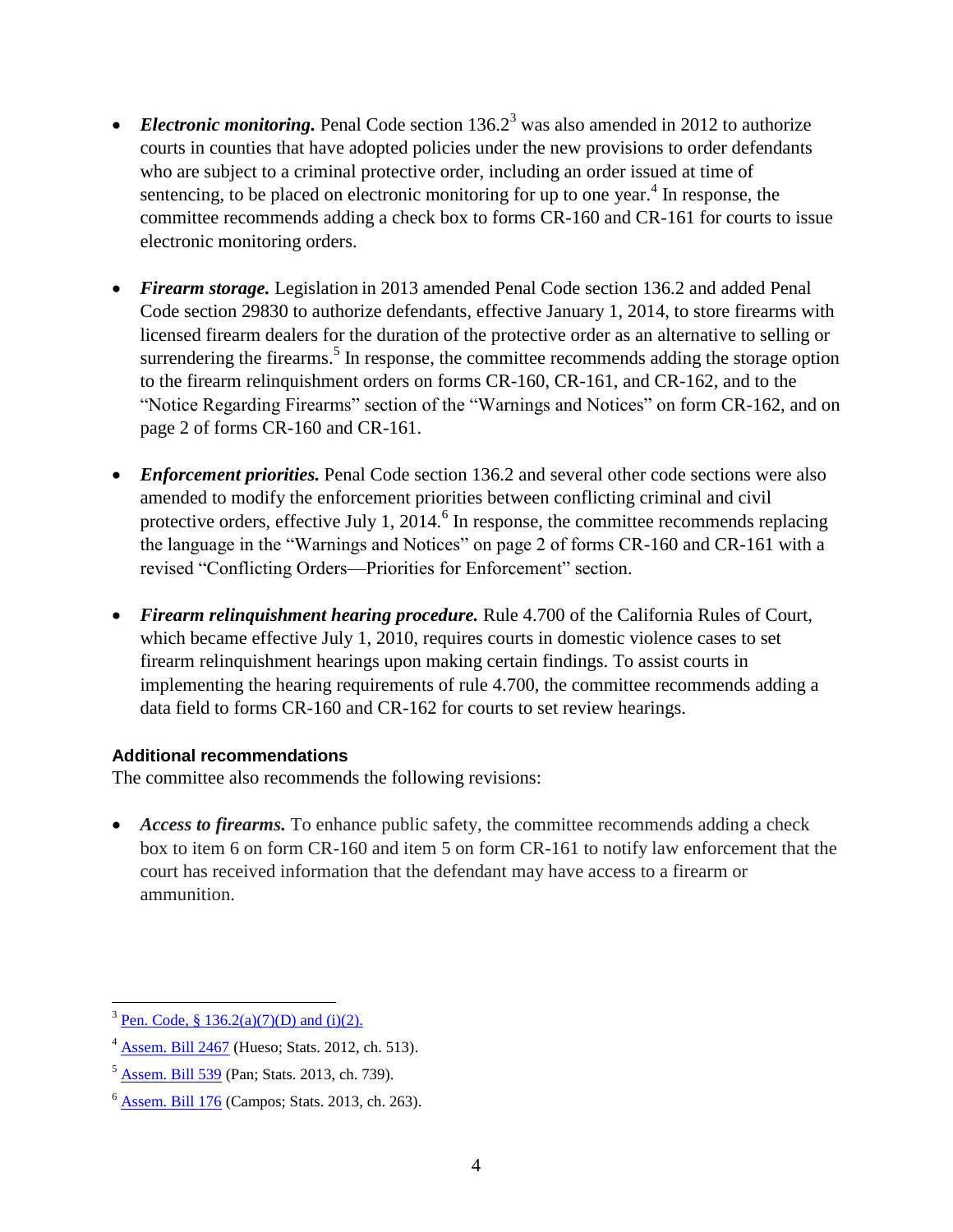- ***Electronic monitoring.*** Penal Code section 136.2[3] was also amended in 2012 to authorize courts in counties that have adopted policies under the new provisions to order defendants who are subject to a criminal protective order, including an order issued at time of sentencing, to be placed on electronic monitoring for up to one year.[4] In response, the committee recommends adding a check box to forms CR-160 and CR-161 for courts to issue electronic monitoring orders.

- ***Firearm storage.*** Legislation in 2013 amended Penal Code section 136.2 and added Penal Code section 29830 to authorize defendants, effective January 1, 2014, to store firearms with licensed firearm dealers for the duration of the protective order as an alternative to selling or surrendering the firearms.[5] In response, the committee recommends adding the storage option to the firearm relinquishment orders on forms CR-160, CR-161, and CR-162, and to the "Notice Regarding Firearms" section of the "Warnings and Notices" on form CR-162, and on page 2 of forms CR-160 and CR-161.

- ***Enforcement priorities.*** Penal Code section 136.2 and several other code sections were also amended to modify the enforcement priorities between conflicting criminal and civil protective orders, effective July 1, 2014.[6] In response, the committee recommends replacing the language in the "Warnings and Notices" on page 2 of forms CR-160 and CR-161 with a revised "Conflicting Orders—Priorities for Enforcement" section.

- ***Firearm relinquishment hearing procedure.*** Rule 4.700 of the California Rules of Court, which became effective July 1, 2010, requires courts in domestic violence cases to set firearm relinquishment hearings upon making certain findings. To assist courts in implementing the hearing requirements of rule 4.700, the committee recommends adding a data field to forms CR-160 and CR-162 for courts to set review hearings.

#### Additional recommendations

The committee also recommends the following revisions:

- ***Access to firearms.*** To enhance public safety, the committee recommends adding a check box to item 6 on form CR-160 and item 5 on form CR-161 to notify law enforcement that the court has received information that the defendant may have access to a firearm or ammunition.

---

[3] Pen. Code, § 136.2(a)(7)(D) and (i)(2).

[4] Assem. Bill 2467 (Hueso; Stats. 2012, ch. 513).

[5] Assem. Bill 539 (Pan; Stats. 2013, ch. 739).

[6] Assem. Bill 176 (Campos; Stats. 2013, ch. 263).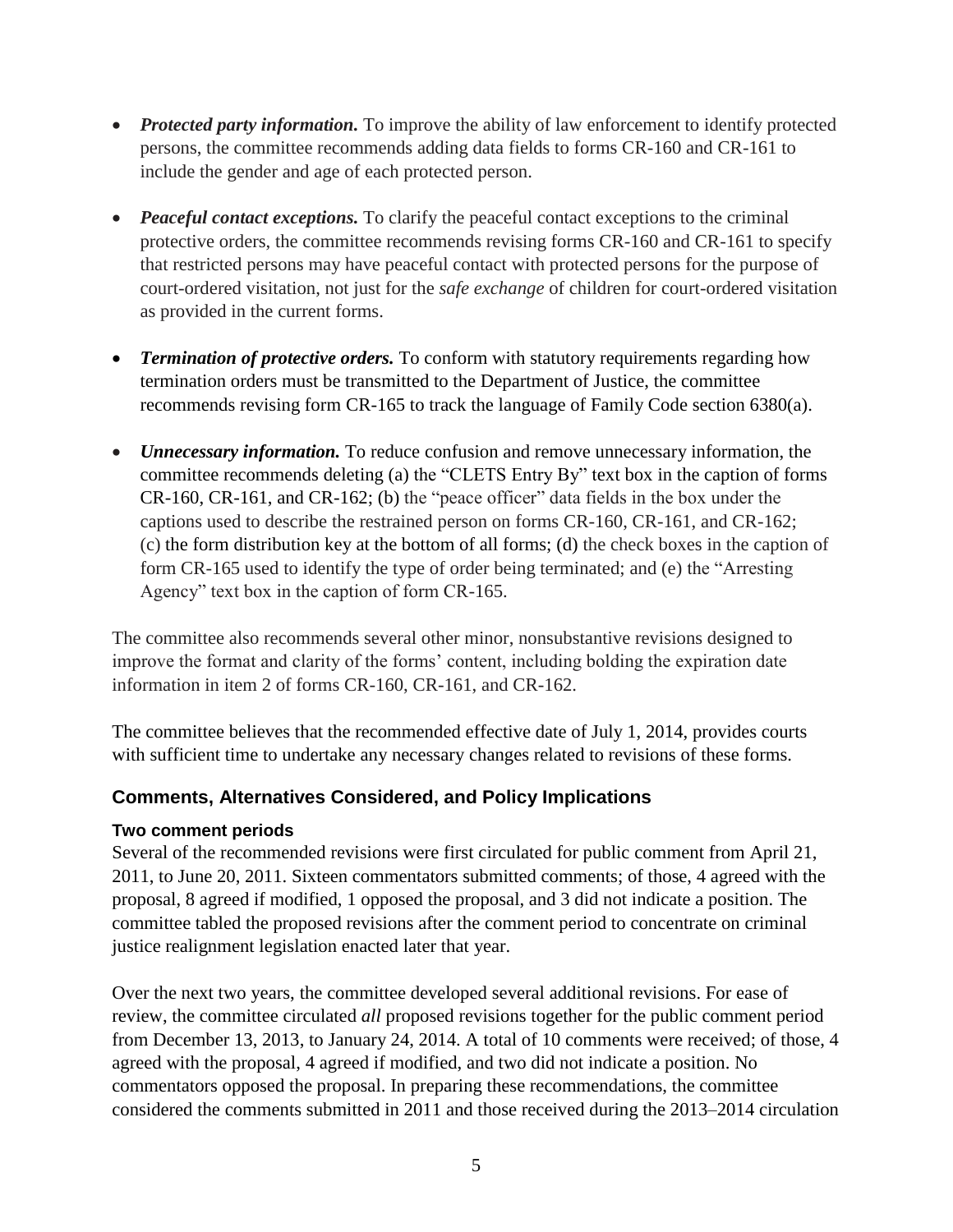- ***Protected party information.*** To improve the ability of law enforcement to identify protected persons, the committee recommends adding data fields to forms CR-160 and CR-161 to include the gender and age of each protected person.

- ***Peaceful contact exceptions.*** To clarify the peaceful contact exceptions to the criminal protective orders, the committee recommends revising forms CR-160 and CR-161 to specify that restricted persons may have peaceful contact with protected persons for the purpose of court-ordered visitation, not just for the *safe exchange* of children for court-ordered visitation as provided in the current forms.

- ***Termination of protective orders.*** To conform with statutory requirements regarding how termination orders must be transmitted to the Department of Justice, the committee recommends revising form CR-165 to track the language of Family Code section 6380(a).

- ***Unnecessary information.*** To reduce confusion and remove unnecessary information, the committee recommends deleting (a) the "CLETS Entry By" text box in the caption of forms CR-160, CR-161, and CR-162; (b) the "peace officer" data fields in the box under the captions used to describe the restrained person on forms CR-160, CR-161, and CR-162; (c) the form distribution key at the bottom of all forms; (d) the check boxes in the caption of form CR-165 used to identify the type of order being terminated; and (e) the "Arresting Agency" text box in the caption of form CR-165.

The committee also recommends several other minor, nonsubstantive revisions designed to improve the format and clarity of the forms' content, including bolding the expiration date information in item 2 of forms CR-160, CR-161, and CR-162.

The committee believes that the recommended effective date of July 1, 2014, provides courts with sufficient time to undertake any necessary changes related to revisions of these forms.

## Comments, Alternatives Considered, and Policy Implications

### Two comment periods

Several of the recommended revisions were first circulated for public comment from April 21, 2011, to June 20, 2011. Sixteen commentators submitted comments; of those, 4 agreed with the proposal, 8 agreed if modified, 1 opposed the proposal, and 3 did not indicate a position. The committee tabled the proposed revisions after the comment period to concentrate on criminal justice realignment legislation enacted later that year.

Over the next two years, the committee developed several additional revisions. For ease of review, the committee circulated *all* proposed revisions together for the public comment period from December 13, 2013, to January 24, 2014. A total of 10 comments were received; of those, 4 agreed with the proposal, 4 agreed if modified, and two did not indicate a position. No commentators opposed the proposal. In preparing these recommendations, the committee considered the comments submitted in 2011 and those received during the 2013–2014 circulation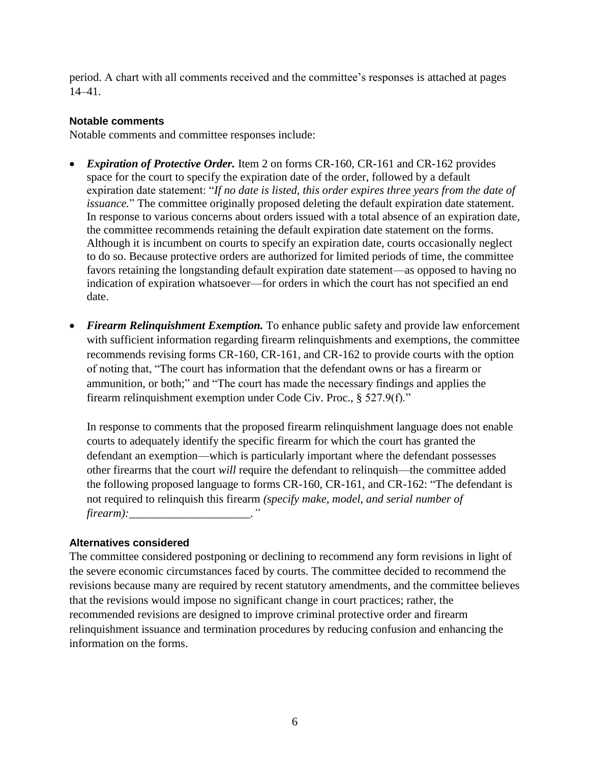period. A chart with all comments received and the committee's responses is attached at pages 14–41.

#### Notable comments

Notable comments and committee responses include:

- ***Expiration of Protective Order.*** Item 2 on forms CR-160, CR-161 and CR-162 provides space for the court to specify the expiration date of the order, followed by a default expiration date statement: "*If no date is listed, this order expires three years from the date of issuance.*" The committee originally proposed deleting the default expiration date statement. In response to various concerns about orders issued with a total absence of an expiration date, the committee recommends retaining the default expiration date statement on the forms. Although it is incumbent on courts to specify an expiration date, courts occasionally neglect to do so. Because protective orders are authorized for limited periods of time, the committee favors retaining the longstanding default expiration date statement—as opposed to having no indication of expiration whatsoever—for orders in which the court has not specified an end date.

- ***Firearm Relinquishment Exemption.*** To enhance public safety and provide law enforcement with sufficient information regarding firearm relinquishments and exemptions, the committee recommends revising forms CR-160, CR-161, and CR-162 to provide courts with the option of noting that, "The court has information that the defendant owns or has a firearm or ammunition, or both;" and "The court has made the necessary findings and applies the firearm relinquishment exemption under Code Civ. Proc., § 527.9(f)."

  In response to comments that the proposed firearm relinquishment language does not enable courts to adequately identify the specific firearm for which the court has granted the defendant an exemption—which is particularly important where the defendant possesses other firearms that the court *will* require the defendant to relinquish—the committee added the following proposed language to forms CR-160, CR-161, and CR-162: "The defendant is not required to relinquish this firearm *(specify make, model, and serial number of firearm):*_____________________*."*

#### Alternatives considered

The committee considered postponing or declining to recommend any form revisions in light of the severe economic circumstances faced by courts. The committee decided to recommend the revisions because many are required by recent statutory amendments, and the committee believes that the revisions would impose no significant change in court practices; rather, the recommended revisions are designed to improve criminal protective order and firearm relinquishment issuance and termination procedures by reducing confusion and enhancing the information on the forms.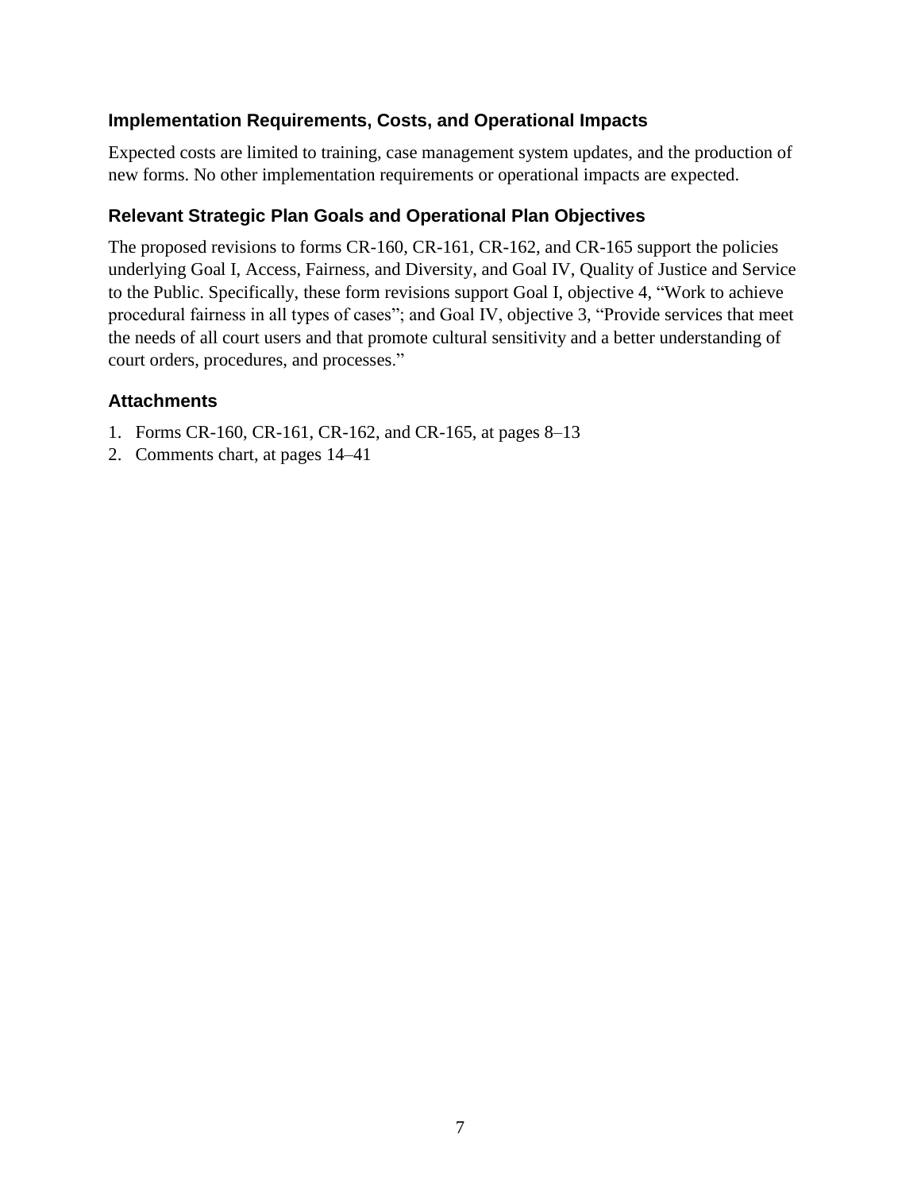### Implementation Requirements, Costs, and Operational Impacts

Expected costs are limited to training, case management system updates, and the production of new forms. No other implementation requirements or operational impacts are expected.

### Relevant Strategic Plan Goals and Operational Plan Objectives

The proposed revisions to forms CR-160, CR-161, CR-162, and CR-165 support the policies underlying Goal I, Access, Fairness, and Diversity, and Goal IV, Quality of Justice and Service to the Public. Specifically, these form revisions support Goal I, objective 4, "Work to achieve procedural fairness in all types of cases"; and Goal IV, objective 3, "Provide services that meet the needs of all court users and that promote cultural sensitivity and a better understanding of court orders, procedures, and processes."

### Attachments

1. Forms CR-160, CR-161, CR-162, and CR-165, at pages 8–13
2. Comments chart, at pages 14–41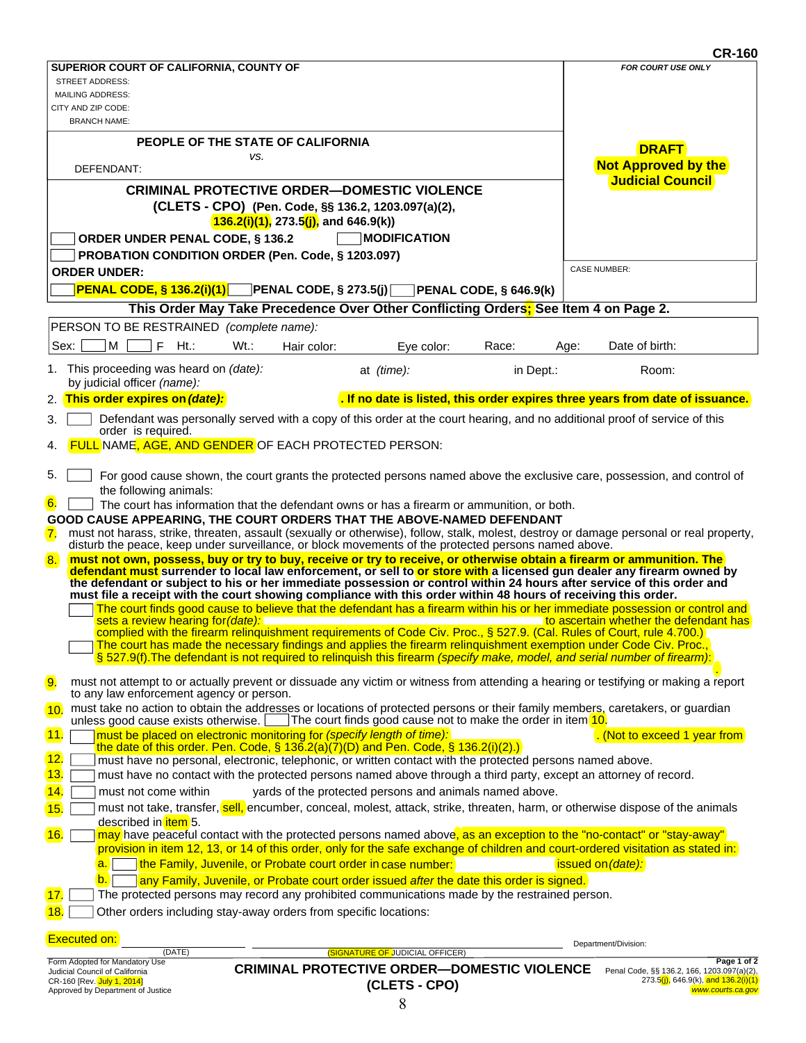CR-160

| SUPERIOR COURT OF CALIFORNIA, COUNTY OF | FOR COURT USE ONLY |
|---|---|
| STREET ADDRESS:<br>MAILING ADDRESS:<br>CITY AND ZIP CODE:<br>BRANCH NAME: | **DRAFT**<br>**Not Approved by the Judicial Council** |
| **PEOPLE OF THE STATE OF CALIFORNIA**<br>*VS.*<br>DEFENDANT: | |
| **CRIMINAL PROTECTIVE ORDER—DOMESTIC VIOLENCE (CLETS - CPO)** (Pen. Code, §§ 136.2, 1203.097(a)(2), 136.2(i)(1), 273.5(j), and 646.9(k))<br>☐ **ORDER UNDER PENAL CODE, § 136.2** ☐ **MODIFICATION**<br>☐ **PROBATION CONDITION ORDER (Pen. Code, § 1203.097)**<br>**ORDER UNDER:**<br>☐ **PENAL CODE, § 136.2(i)(1)** ☐ **PENAL CODE, § 273.5(j)** ☐ **PENAL CODE, § 646.9(k)** | CASE NUMBER: |

**This Order May Take Precedence Over Other Conflicting Orders; See Item 4 on Page 2.**

PERSON TO BE RESTRAINED *(complete name):*

Sex: ☐ M ☐ F Ht.: Wt.: Hair color: Eye color: Race: Age: Date of birth:

1. This proceeding was heard on *(date):* at *(time):* in Dept.: Room:
   by judicial officer *(name):*
2. **This order expires on *(date):* . If no date is listed, this order expires three years from date of issuance.**
3. ☐ Defendant was personally served with a copy of this order at the court hearing, and no additional proof of service of this order is required.
4. FULL NAME, AGE, AND GENDER OF EACH PROTECTED PERSON:

5. ☐ For good cause shown, the court grants the protected persons named above the exclusive care, possession, and control of the following animals:
6. ☐ The court has information that the defendant owns or has a firearm or ammunition, or both.

**GOOD CAUSE APPEARING, THE COURT ORDERS THAT THE ABOVE-NAMED DEFENDANT**

7. must not harass, strike, threaten, assault (sexually or otherwise), follow, stalk, molest, destroy or damage personal or real property, disturb the peace, keep under surveillance, or block movements of the protected persons named above.
8. **must not own, possess, buy or try to buy, receive or try to receive, or otherwise obtain a firearm or ammunition. The defendant must surrender to local law enforcement, or sell to or store with a licensed gun dealer any firearm owned by the defendant or subject to his or her immediate possession or control within 24 hours after service of this order and must file a receipt with the court showing compliance with this order within 48 hours of receiving this order.**
   ☐ The court finds good cause to believe that the defendant has a firearm within his or her immediate possession or control and sets a review hearing for *(date):* to ascertain whether the defendant has complied with the firearm relinquishment requirements of Code Civ. Proc., § 527.9. (Cal. Rules of Court, rule 4.700.)
   ☐ The court has made the necessary findings and applies the firearm relinquishment exemption under Code Civ. Proc., § 527.9(f).The defendant is not required to relinquish this firearm *(specify make, model, and serial number of firearm)*: .
9. must not attempt to or actually prevent or dissuade any victim or witness from attending a hearing or testifying or making a report to any law enforcement agency or person.
10. must take no action to obtain the addresses or locations of protected persons or their family members, caretakers, or guardian unless good cause exists otherwise. ☐ The court finds good cause not to make the order in item 10.
11. ☐ must be placed on electronic monitoring for *(specify length of time)*: . (Not to exceed 1 year from the date of this order. Pen. Code, § 136.2(a)(7)(D) and Pen. Code, § 136.2(i)(2).)
12. ☐ must have no personal, electronic, telephonic, or written contact with the protected persons named above.
13. ☐ must have no contact with the protected persons named above through a third party, except an attorney of record.
14. ☐ must not come within yards of the protected persons and animals named above.
15. ☐ must not take, transfer, sell, encumber, conceal, molest, attack, strike, threaten, harm, or otherwise dispose of the animals described in item 5.
16. ☐ may have peaceful contact with the protected persons named above, as an exception to the "no-contact" or "stay-away" provision in item 12, 13, or 14 of this order, only for the safe exchange of children and court-ordered visitation as stated in:
    a. ☐ the Family, Juvenile, or Probate court order in case number: issued on *(date)*:
    b. ☐ any Family, Juvenile, or Probate court order issued *after* the date this order is signed.
17. ☐ The protected persons may record any prohibited communications made by the restrained person.
18. ☐ Other orders including stay-away orders from specific locations:

Executed on: ______________________ (DATE) ______________________ (SIGNATURE OF JUDICIAL OFFICER) Department/Division:

Form Adopted for Mandatory Use
Judicial Council of California
CR-160 [Rev. July 1, 2014]
Approved by Department of Justice

**CRIMINAL PROTECTIVE ORDER—DOMESTIC VIOLENCE (CLETS - CPO)**

Penal Code, §§ 136.2, 166, 1203.097(a)(2), 273.5(j), 646.9(k), and 136.2(i)(1)
www.courts.ca.gov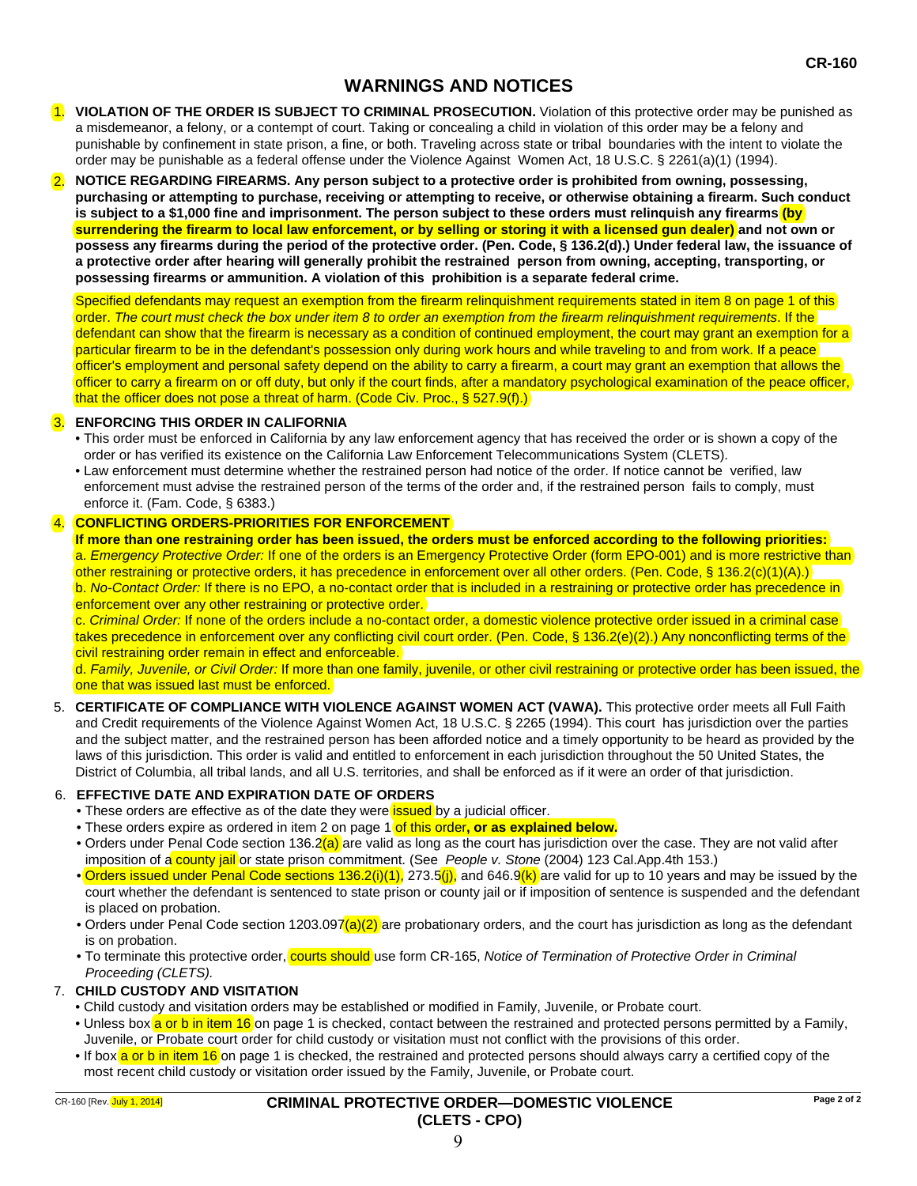# WARNINGS AND NOTICES

1. **VIOLATION OF THE ORDER IS SUBJECT TO CRIMINAL PROSECUTION.** Violation of this protective order may be punished as a misdemeanor, a felony, or a contempt of court. Taking or concealing a child in violation of this order may be a felony and punishable by confinement in state prison, a fine, or both. Traveling across state or tribal boundaries with the intent to violate the order may be punishable as a federal offense under the Violence Against Women Act, 18 U.S.C. § 2261(a)(1) (1994).

2. **NOTICE REGARDING FIREARMS. Any person subject to a protective order is prohibited from owning, possessing, purchasing or attempting to purchase, receiving or attempting to receive, or otherwise obtaining a firearm. Such conduct is subject to a $1,000 fine and imprisonment. The person subject to these orders must relinquish any firearms (by surrendering the firearm to local law enforcement, or by selling or storing it with a licensed gun dealer) and not own or possess any firearms during the period of the protective order. (Pen. Code, § 136.2(d).) Under federal law, the issuance of a protective order after hearing will generally prohibit the restrained person from owning, accepting, transporting, or possessing firearms or ammunition. A violation of this prohibition is a separate federal crime.**

   Specified defendants may request an exemption from the firearm relinquishment requirements stated in item 8 on page 1 of this order. *The court must check the box under item 8 to order an exemption from the firearm relinquishment requirements*. If the defendant can show that the firearm is necessary as a condition of continued employment, the court may grant an exemption for a particular firearm to be in the defendant's possession only during work hours and while traveling to and from work. If a peace officer's employment and personal safety depend on the ability to carry a firearm, a court may grant an exemption that allows the officer to carry a firearm on or off duty, but only if the court finds, after a mandatory psychological examination of the peace officer, that the officer does not pose a threat of harm. (Code Civ. Proc., § 527.9(f).)

3. **ENFORCING THIS ORDER IN CALIFORNIA**
   - This order must be enforced in California by any law enforcement agency that has received the order or is shown a copy of the order or has verified its existence on the California Law Enforcement Telecommunications System (CLETS).
   - Law enforcement must determine whether the restrained person had notice of the order. If notice cannot be verified, law enforcement must advise the restrained person of the terms of the order and, if the restrained person fails to comply, must enforce it. (Fam. Code, § 6383.)

4. **CONFLICTING ORDERS-PRIORITIES FOR ENFORCEMENT**
   **If more than one restraining order has been issued, the orders must be enforced according to the following priorities:**
   a. *Emergency Protective Order:* If one of the orders is an Emergency Protective Order (form EPO-001) and is more restrictive than other restraining or protective orders, it has precedence in enforcement over all other orders. (Pen. Code, § 136.2(c)(1)(A).)
   b. *No-Contact Order:* If there is no EPO, a no-contact order that is included in a restraining or protective order has precedence in enforcement over any other restraining or protective order.
   c. *Criminal Order:* If none of the orders include a no-contact order, a domestic violence protective order issued in a criminal case takes precedence in enforcement over any conflicting civil court order. (Pen. Code, § 136.2(e)(2).) Any nonconflicting terms of the civil restraining order remain in effect and enforceable.
   d. *Family, Juvenile, or Civil Order:* If more than one family, juvenile, or other civil restraining or protective order has been issued, the one that was issued last must be enforced.

5. **CERTIFICATE OF COMPLIANCE WITH VIOLENCE AGAINST WOMEN ACT (VAWA).** This protective order meets all Full Faith and Credit requirements of the Violence Against Women Act, 18 U.S.C. § 2265 (1994). This court has jurisdiction over the parties and the subject matter, and the restrained person has been afforded notice and a timely opportunity to be heard as provided by the laws of this jurisdiction. This order is valid and entitled to enforcement in each jurisdiction throughout the 50 United States, the District of Columbia, all tribal lands, and all U.S. territories, and shall be enforced as if it were an order of that jurisdiction.

6. **EFFECTIVE DATE AND EXPIRATION DATE OF ORDERS**
   - These orders are effective as of the date they were issued by a judicial officer.
   - These orders expire as ordered in item 2 on page 1 of this order**, or as explained below.**
   - Orders under Penal Code section 136.2(a) are valid as long as the court has jurisdiction over the case. They are not valid after imposition of a county jail or state prison commitment. (See *People v. Stone* (2004) 123 Cal.App.4th 153.)
   - Orders issued under Penal Code sections 136.2(i)(1), 273.5(j), and 646.9(k) are valid for up to 10 years and may be issued by the court whether the defendant is sentenced to state prison or county jail or if imposition of sentence is suspended and the defendant is placed on probation.
   - Orders under Penal Code section 1203.097(a)(2) are probationary orders, and the court has jurisdiction as long as the defendant is on probation.
   - To terminate this protective order, courts should use form CR-165, *Notice of Termination of Protective Order in Criminal Proceeding (CLETS).*

7. **CHILD CUSTODY AND VISITATION**
   - Child custody and visitation orders may be established or modified in Family, Juvenile, or Probate court.
   - Unless box a or b in item 16 on page 1 is checked, contact between the restrained and protected persons permitted by a Family, Juvenile, or Probate court order for child custody or visitation must not conflict with the provisions of this order.
   - If box a or b in item 16 on page 1 is checked, the restrained and protected persons should always carry a certified copy of the most recent child custody or visitation order issued by the Family, Juvenile, or Probate court.

CR-160 [Rev. July 1, 2014]

**CRIMINAL PROTECTIVE ORDER—DOMESTIC VIOLENCE (CLETS - CPO)**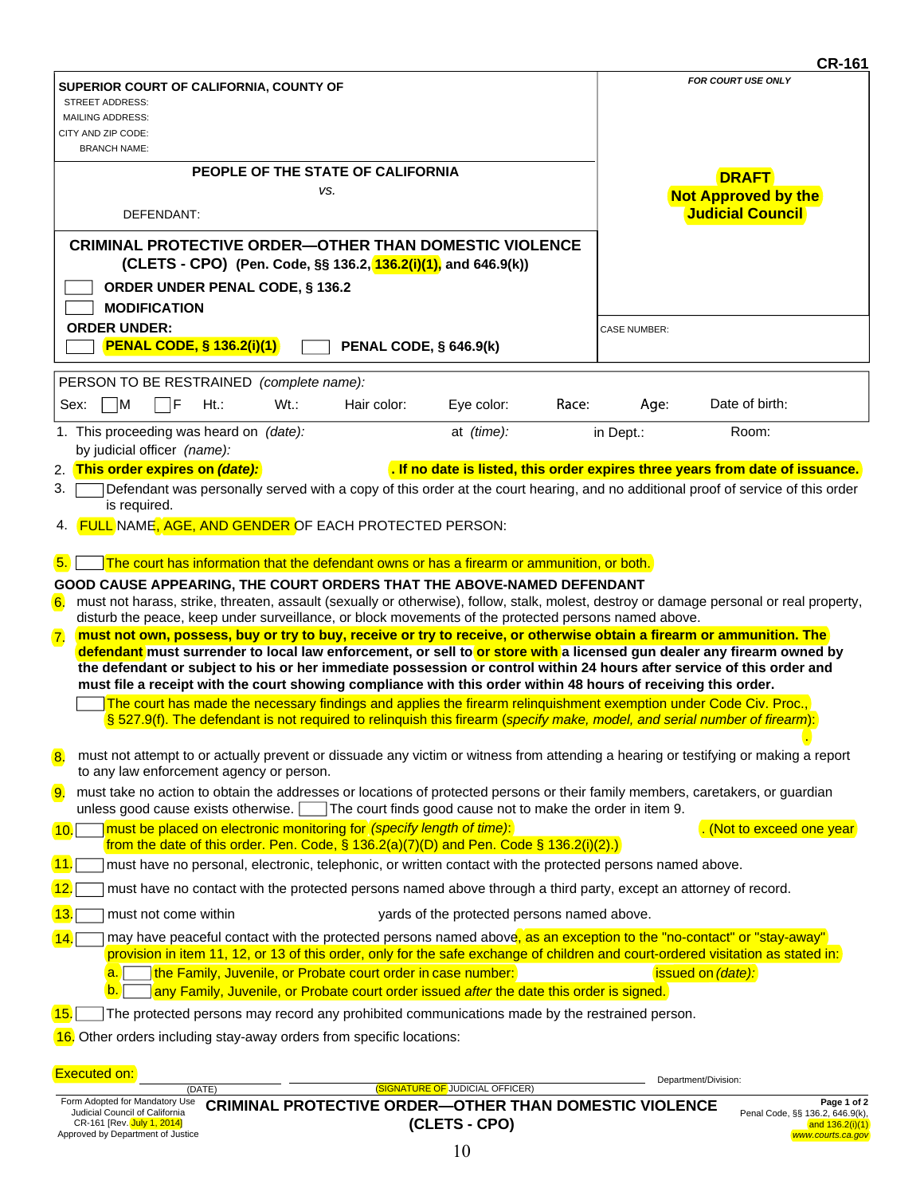CR-161

**SUPERIOR COURT OF CALIFORNIA, COUNTY OF**

STREET ADDRESS:
MAILING ADDRESS:
CITY AND ZIP CODE:
BRANCH NAME:

*FOR COURT USE ONLY*

**DRAFT**
**Not Approved by the Judicial Council**

**PEOPLE OF THE STATE OF CALIFORNIA**
*vs.*
DEFENDANT:

## CRIMINAL PROTECTIVE ORDER—OTHER THAN DOMESTIC VIOLENCE (CLETS - CPO) (Pen. Code, §§ 136.2, 136.2(i)(1), and 646.9(k))

☐ **ORDER UNDER PENAL CODE, § 136.2**
☐ **MODIFICATION**
**ORDER UNDER:**
☐ **PENAL CODE, § 136.2(i)(1)** ☐ **PENAL CODE, § 646.9(k)**

CASE NUMBER:

PERSON TO BE RESTRAINED *(complete name):*

Sex: ☐ M ☐ F Ht.: Wt.: Hair color: Eye color: Race: Age: Date of birth:

1. This proceeding was heard on *(date):* at *(time):* in Dept.: Room:
by judicial officer *(name):*
2. **This order expires on *(date):* . If no date is listed, this order expires three years from date of issuance.**
3. ☐ Defendant was personally served with a copy of this order at the court hearing, and no additional proof of service of this order is required.
4. FULL NAME, AGE, AND GENDER OF EACH PROTECTED PERSON:

5. ☐ The court has information that the defendant owns or has a firearm or ammunition, or both.

**GOOD CAUSE APPEARING, THE COURT ORDERS THAT THE ABOVE-NAMED DEFENDANT**

6. must not harass, strike, threaten, assault (sexually or otherwise), follow, stalk, molest, destroy or damage personal or real property, disturb the peace, keep under surveillance, or block movements of the protected persons named above.
7. **must not own, possess, buy or try to buy, receive or try to receive, or otherwise obtain a firearm or ammunition. The defendant must surrender to local law enforcement, or sell to or store with a licensed gun dealer any firearm owned by the defendant or subject to his or her immediate possession or control within 24 hours after service of this order and must file a receipt with the court showing compliance with this order within 48 hours of receiving this order.**
☐ The court has made the necessary findings and applies the firearm relinquishment exemption under Code Civ. Proc., § 527.9(f). The defendant is not required to relinquish this firearm (*specify make, model, and serial number of firearm*):
.
8. must not attempt to or actually prevent or dissuade any victim or witness from attending a hearing or testifying or making a report to any law enforcement agency or person.
9. must take no action to obtain the addresses or locations of protected persons or their family members, caretakers, or guardian unless good cause exists otherwise. ☐ The court finds good cause not to make the order in item 9.
10. ☐ must be placed on electronic monitoring for *(specify length of time)*: . (Not to exceed one year from the date of this order. Pen. Code, § 136.2(a)(7)(D) and Pen. Code § 136.2(i)(2).)
11. ☐ must have no personal, electronic, telephonic, or written contact with the protected persons named above.
12. ☐ must have no contact with the protected persons named above through a third party, except an attorney of record.
13. ☐ must not come within yards of the protected persons named above.
14. ☐ may have peaceful contact with the protected persons named above, as an exception to the "no-contact" or "stay-away" provision in item 11, 12, or 13 of this order, only for the safe exchange of children and court-ordered visitation as stated in:
   a. ☐ the Family, Juvenile, or Probate court order in case number: issued on *(date):*
   b. ☐ any Family, Juvenile, or Probate court order issued *after* the date this order is signed.
15. ☐ The protected persons may record any prohibited communications made by the restrained person.
16. Other orders including stay-away orders from specific locations:

Executed on:
(DATE) (SIGNATURE OF JUDICIAL OFFICER) Department/Division:

Form Adopted for Mandatory Use
Judicial Council of California
CR-161 [Rev. July 1, 2014]
Approved by Department of Justice

**CRIMINAL PROTECTIVE ORDER—OTHER THAN DOMESTIC VIOLENCE (CLETS - CPO)**

Penal Code, §§ 136.2, 646.9(k), and 136.2(i)(1)
www.courts.ca.gov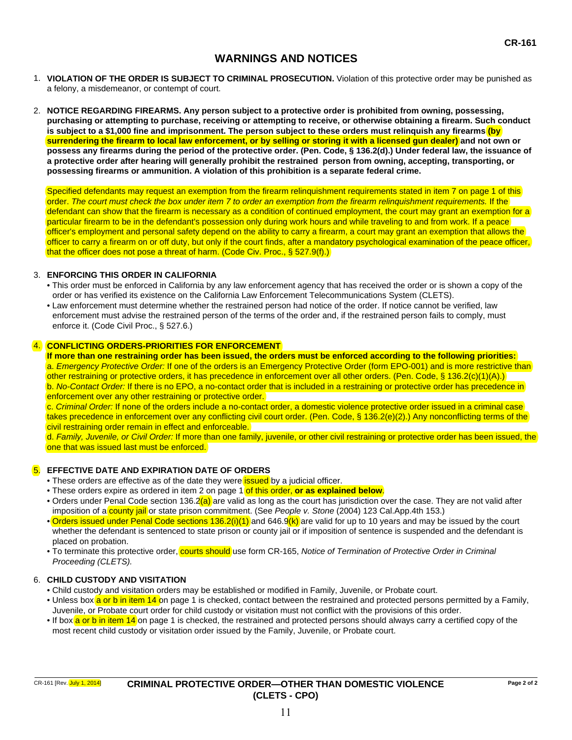CR-161

# WARNINGS AND NOTICES

1. **VIOLATION OF THE ORDER IS SUBJECT TO CRIMINAL PROSECUTION.** Violation of this protective order may be punished as a felony, a misdemeanor, or contempt of court.

2. **NOTICE REGARDING FIREARMS. Any person subject to a protective order is prohibited from owning, possessing, purchasing or attempting to purchase, receiving or attempting to receive, or otherwise obtaining a firearm. Such conduct is subject to a $1,000 fine and imprisonment. The person subject to these orders must relinquish any firearms (by surrendering the firearm to local law enforcement, or by selling or storing it with a licensed gun dealer) and not own or possess any firearms during the period of the protective order. (Pen. Code, § 136.2(d).) Under federal law, the issuance of a protective order after hearing will generally prohibit the restrained person from owning, accepting, transporting, or possessing firearms or ammunition. A violation of this prohibition is a separate federal crime.**

   Specified defendants may request an exemption from the firearm relinquishment requirements stated in item 7 on page 1 of this order. *The court must check the box under item 7 to order an exemption from the firearm relinquishment requirements.* If the defendant can show that the firearm is necessary as a condition of continued employment, the court may grant an exemption for a particular firearm to be in the defendant's possession only during work hours and while traveling to and from work. If a peace officer's employment and personal safety depend on the ability to carry a firearm, a court may grant an exemption that allows the officer to carry a firearm on or off duty, but only if the court finds, after a mandatory psychological examination of the peace officer, that the officer does not pose a threat of harm. (Code Civ. Proc., § 527.9(f).)

3. **ENFORCING THIS ORDER IN CALIFORNIA**
   - This order must be enforced in California by any law enforcement agency that has received the order or is shown a copy of the order or has verified its existence on the California Law Enforcement Telecommunications System (CLETS).
   - Law enforcement must determine whether the restrained person had notice of the order. If notice cannot be verified, law enforcement must advise the restrained person of the terms of the order and, if the restrained person fails to comply, must enforce it. (Code Civil Proc., § 527.6.)

4. **CONFLICTING ORDERS-PRIORITIES FOR ENFORCEMENT**
   **If more than one restraining order has been issued, the orders must be enforced according to the following priorities:**
   a. *Emergency Protective Order:* If one of the orders is an Emergency Protective Order (form EPO-001) and is more restrictive than other restraining or protective orders, it has precedence in enforcement over all other orders. (Pen. Code, § 136.2(c)(1)(A).)
   b. *No-Contact Order:* If there is no EPO, a no-contact order that is included in a restraining or protective order has precedence in enforcement over any other restraining or protective order.
   c. *Criminal Order:* If none of the orders include a no-contact order, a domestic violence protective order issued in a criminal case takes precedence in enforcement over any conflicting civil court order. (Pen. Code, § 136.2(e)(2).) Any nonconflicting terms of the civil restraining order remain in effect and enforceable.
   d. *Family, Juvenile, or Civil Order:* If more than one family, juvenile, or other civil restraining or protective order has been issued, the one that was issued last must be enforced.

5. **EFFECTIVE DATE AND EXPIRATION DATE OF ORDERS**
   - These orders are effective as of the date they were issued by a judicial officer.
   - These orders expire as ordered in item 2 on page 1 of this order, **or as explained below**.
   - Orders under Penal Code section 136.2(a) are valid as long as the court has jurisdiction over the case. They are not valid after imposition of a county jail or state prison commitment. (See *People v. Stone* (2004) 123 Cal.App.4th 153.)
   - Orders issued under Penal Code sections 136.2(i)(1) and 646.9(k) are valid for up to 10 years and may be issued by the court whether the defendant is sentenced to state prison or county jail or if imposition of sentence is suspended and the defendant is placed on probation.
   - To terminate this protective order, courts should use form CR-165, *Notice of Termination of Protective Order in Criminal Proceeding (CLETS).*

6. **CHILD CUSTODY AND VISITATION**
   - Child custody and visitation orders may be established or modified in Family, Juvenile, or Probate court.
   - Unless box a or b in item 14 on page 1 is checked, contact between the restrained and protected persons permitted by a Family, Juvenile, or Probate court order for child custody or visitation must not conflict with the provisions of this order.
   - If box a or b in item 14 on page 1 is checked, the restrained and protected persons should always carry a certified copy of the most recent child custody or visitation order issued by the Family, Juvenile, or Probate court.

CR-161 [Rev. July 1, 2014]

**CRIMINAL PROTECTIVE ORDER—OTHER THAN DOMESTIC VIOLENCE (CLETS - CPO)**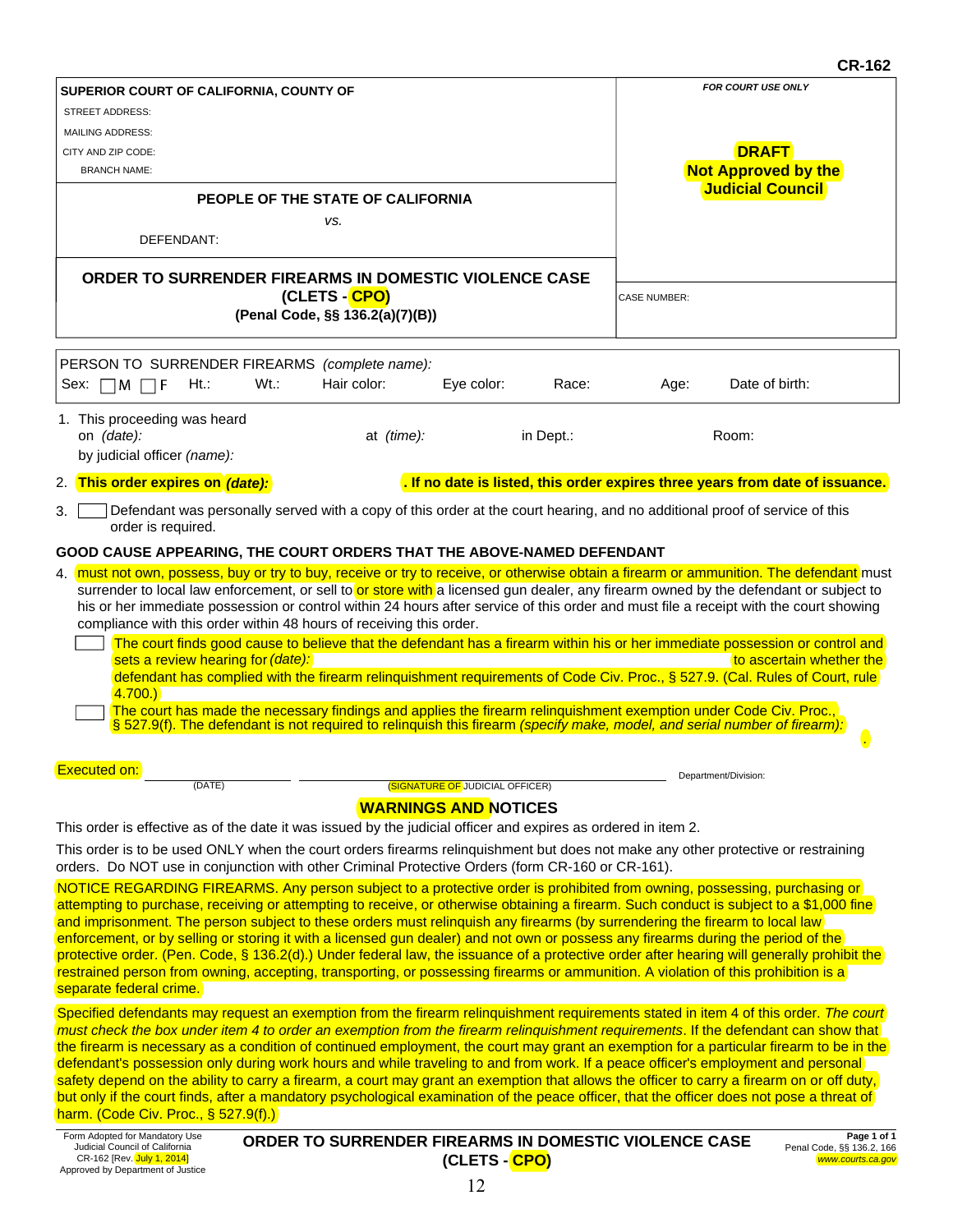CR-162

| SUPERIOR COURT OF CALIFORNIA, COUNTY OF | *FOR COURT USE ONLY* |
|---|---|
| STREET ADDRESS: | |
| MAILING ADDRESS: | **DRAFT** |
| CITY AND ZIP CODE: | **Not Approved by the Judicial Council** |
| BRANCH NAME: | |
| **PEOPLE OF THE STATE OF CALIFORNIA** *vs.* DEFENDANT: | |
| **ORDER TO SURRENDER FIREARMS IN DOMESTIC VIOLENCE CASE (CLETS - CPO) (Penal Code, §§ 136.2(a)(7)(B))** | CASE NUMBER: |

PERSON TO SURRENDER FIREARMS *(complete name):*

Sex: ☐ M ☐ F Ht.: Wt.: Hair color: Eye color: Race: Age: Date of birth:

1. This proceeding was heard on *(date):* at *(time):* in Dept.: Room:
   by judicial officer *(name):*

2. **This order expires on** ***(date):*** **. If no date is listed, this order expires three years from date of issuance.**

3. ☐ Defendant was personally served with a copy of this order at the court hearing, and no additional proof of service of this order is required.

**GOOD CAUSE APPEARING, THE COURT ORDERS THAT THE ABOVE-NAMED DEFENDANT**

4. must not own, possess, buy or try to buy, receive or try to receive, or otherwise obtain a firearm or ammunition. The defendant must surrender to local law enforcement, or sell to or store with a licensed gun dealer, any firearm owned by the defendant or subject to his or her immediate possession or control within 24 hours after service of this order and must file a receipt with the court showing compliance with this order within 48 hours of receiving this order.

   ☐ The court finds good cause to believe that the defendant has a firearm within his or her immediate possession or control and sets a review hearing for *(date):* to ascertain whether the defendant has complied with the firearm relinquishment requirements of Code Civ. Proc., § 527.9. (Cal. Rules of Court, rule 4.700.)

   ☐ The court has made the necessary findings and applies the firearm relinquishment exemption under Code Civ. Proc., § 527.9(f). The defendant is not required to relinquish this firearm *(specify make, model, and serial number of firearm):* .

Executed on: ______________________ ______________________________________ Department/Division:
(DATE) (SIGNATURE OF JUDICIAL OFFICER)

## WARNINGS AND NOTICES

This order is effective as of the date it was issued by the judicial officer and expires as ordered in item 2.

This order is to be used ONLY when the court orders firearms relinquishment but does not make any other protective or restraining orders. Do NOT use in conjunction with other Criminal Protective Orders (form CR-160 or CR-161).

NOTICE REGARDING FIREARMS. Any person subject to a protective order is prohibited from owning, possessing, purchasing or attempting to purchase, receiving or attempting to receive, or otherwise obtaining a firearm. Such conduct is subject to a $1,000 fine and imprisonment. The person subject to these orders must relinquish any firearms (by surrendering the firearm to local law enforcement, or by selling or storing it with a licensed gun dealer) and not own or possess any firearms during the period of the protective order. (Pen. Code, § 136.2(d).) Under federal law, the issuance of a protective order after hearing will generally prohibit the restrained person from owning, accepting, transporting, or possessing firearms or ammunition. A violation of this prohibition is a separate federal crime.

Specified defendants may request an exemption from the firearm relinquishment requirements stated in item 4 of this order. *The court must check the box under item 4 to order an exemption from the firearm relinquishment requirements*. If the defendant can show that the firearm is necessary as a condition of continued employment, the court may grant an exemption for a particular firearm to be in the defendant's possession only during work hours and while traveling to and from work. If a peace officer's employment and personal safety depend on the ability to carry a firearm, a court may grant an exemption that allows the officer to carry a firearm on or off duty, but only if the court finds, after a mandatory psychological examination of the peace officer, that the officer does not pose a threat of harm. (Code Civ. Proc., § 527.9(f).)

Form Adopted for Mandatory Use
Judicial Council of California
CR-162 [Rev. July 1, 2014]
Approved by Department of Justice

**ORDER TO SURRENDER FIREARMS IN DOMESTIC VIOLENCE CASE (CLETS - CPO)**

Penal Code, §§ 136.2, 166
*www.courts.ca.gov*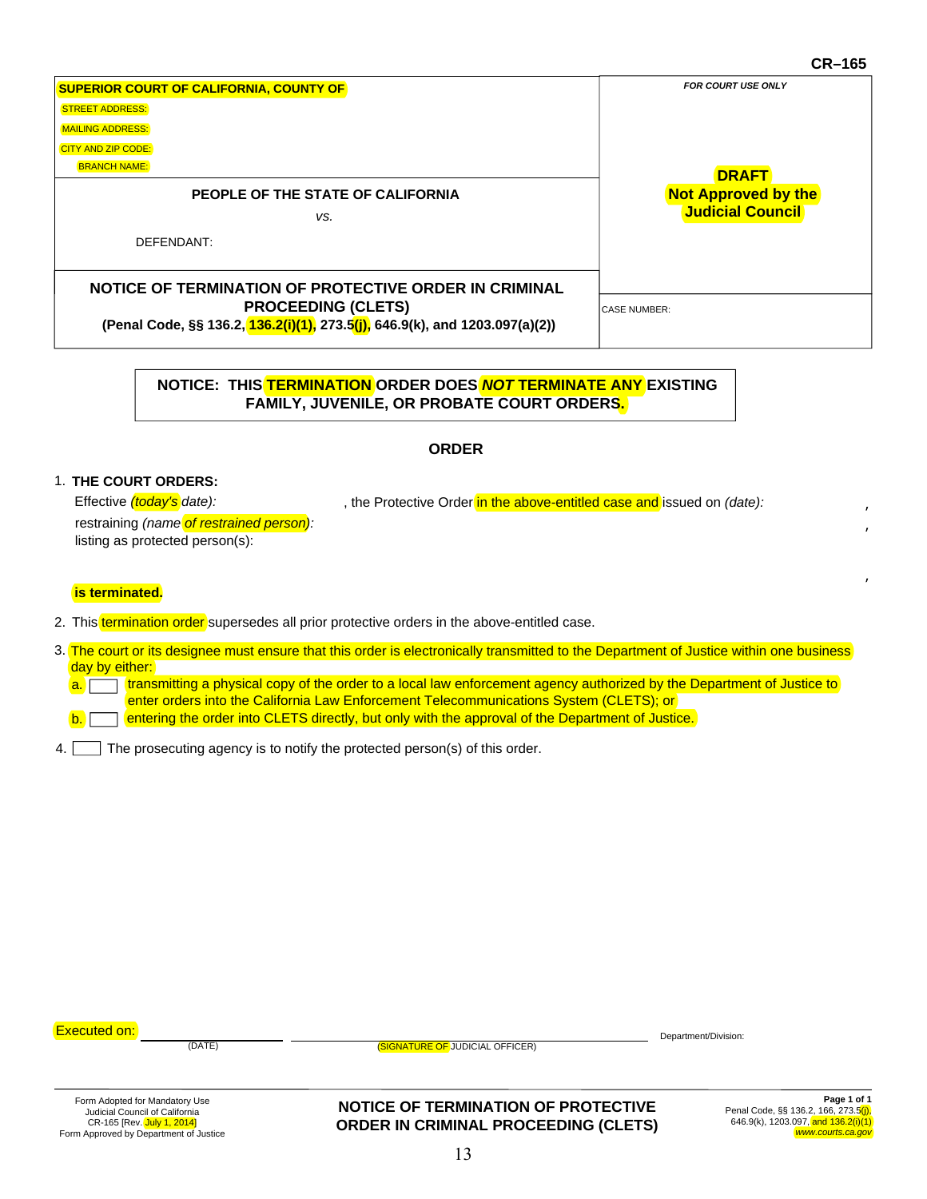CR–165

| SUPERIOR COURT OF CALIFORNIA, COUNTY OF<br>STREET ADDRESS:<br>MAILING ADDRESS:<br>CITY AND ZIP CODE:<br>BRANCH NAME: | *FOR COURT USE ONLY*<br><br>**DRAFT**<br>**Not Approved by the Judicial Council** |
|---|---|
| **PEOPLE OF THE STATE OF CALIFORNIA**<br>*vs.*<br>DEFENDANT: | |
| **NOTICE OF TERMINATION OF PROTECTIVE ORDER IN CRIMINAL PROCEEDING (CLETS)**<br>**(Penal Code, §§ 136.2, 136.2(i)(1), 273.5(j), 646.9(k), and 1203.097(a)(2))** | CASE NUMBER: |

**NOTICE: THIS TERMINATION ORDER DOES *NOT* TERMINATE ANY EXISTING FAMILY, JUVENILE, OR PROBATE COURT ORDERS.**

## ORDER

1. **THE COURT ORDERS:**
   Effective *(today's date):* , the Protective Order in the above-entitled case and issued on *(date):* ,
   restraining *(name of restrained person):* ,
   listing as protected person(s): ,

   **is terminated.**

2. This termination order supersedes all prior protective orders in the above-entitled case.

3. The court or its designee must ensure that this order is electronically transmitted to the Department of Justice within one business day by either:
   a. ☐ transmitting a physical copy of the order to a local law enforcement agency authorized by the Department of Justice to enter orders into the California Law Enforcement Telecommunications System (CLETS); or
   b. ☐ entering the order into CLETS directly, but only with the approval of the Department of Justice.

4. ☐ The prosecuting agency is to notify the protected person(s) of this order.

Executed on: ____________________ ________________________________________ Department/Division:
(DATE) (SIGNATURE OF JUDICIAL OFFICER)

Form Adopted for Mandatory Use
Judicial Council of California
CR-165 [Rev. July 1, 2014]
Form Approved by Department of Justice

**NOTICE OF TERMINATION OF PROTECTIVE ORDER IN CRIMINAL PROCEEDING (CLETS)**

Penal Code, §§ 136.2, 166, 273.5(j), 646.9(k), 1203.097, and 136.2(i)(1)
www.courts.ca.gov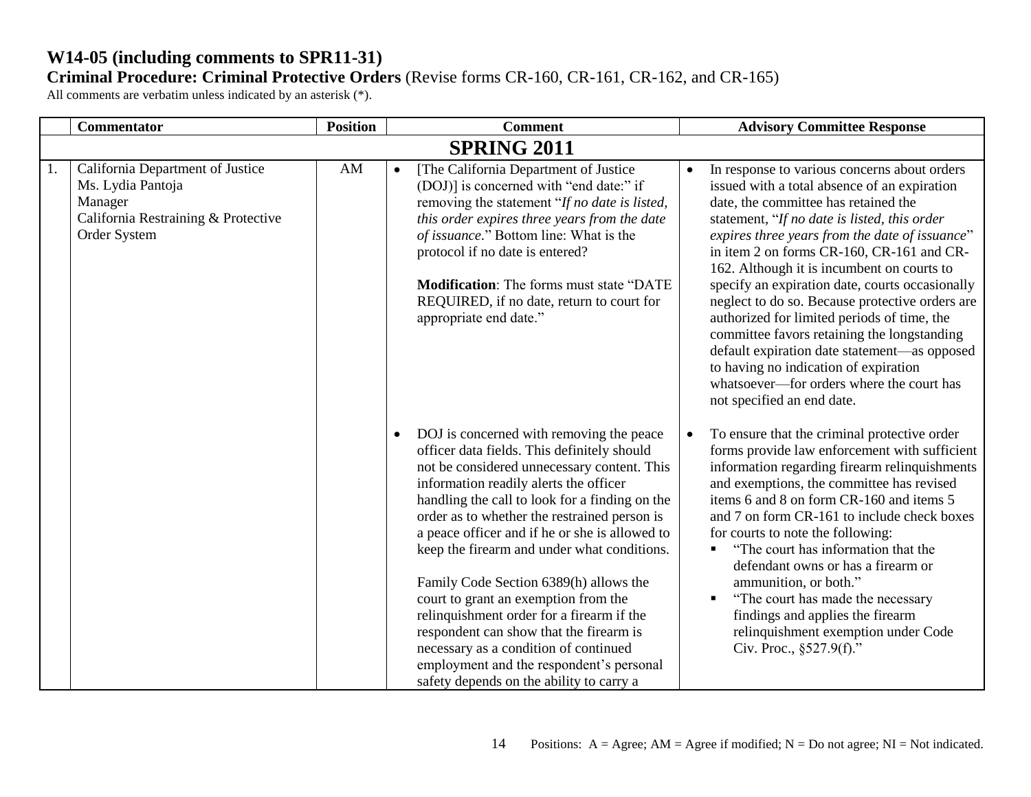# W14-05 (including comments to SPR11-31)

**Criminal Procedure: Criminal Protective Orders** (Revise forms CR-160, CR-161, CR-162, and CR-165)

All comments are verbatim unless indicated by an asterisk (*).

| | Commentator | Position | Comment | Advisory Committee Response |
|---|---|---|---|---|
| | | | **SPRING 2011** | |
| 1. | California Department of Justice<br>Ms. Lydia Pantoja<br>Manager<br>California Restraining & Protective Order System | AM | • [The California Department of Justice (DOJ)] is concerned with "end date:" if removing the statement "*If no date is listed, this order expires three years from the date of issuance*." Bottom line: What is the protocol if no date is entered?<br><br>**Modification**: The forms must state "DATE REQUIRED, if no date, return to court for appropriate end date."<br><br>• DOJ is concerned with removing the peace officer data fields. This definitely should not be considered unnecessary content. This information readily alerts the officer handling the call to look for a finding on the order as to whether the restrained person is a peace officer and if he or she is allowed to keep the firearm and under what conditions.<br><br>Family Code Section 6389(h) allows the court to grant an exemption from the relinquishment order for a firearm if the respondent can show that the firearm is necessary as a condition of continued employment and the respondent's personal safety depends on the ability to carry a | • In response to various concerns about orders issued with a total absence of an expiration date, the committee has retained the statement, "*If no date is listed, this order expires three years from the date of issuance*" in item 2 on forms CR-160, CR-161 and CR-162. Although it is incumbent on courts to specify an expiration date, courts occasionally neglect to do so. Because protective orders are authorized for limited periods of time, the committee favors retaining the longstanding default expiration date statement—as opposed to having no indication of expiration whatsoever—for orders where the court has not specified an end date.<br><br>• To ensure that the criminal protective order forms provide law enforcement with sufficient information regarding firearm relinquishments and exemptions, the committee has revised items 6 and 8 on form CR-160 and items 5 and 7 on form CR-161 to include check boxes for courts to note the following:<br>▪ "The court has information that the defendant owns or has a firearm or ammunition, or both."<br>▪ "The court has made the necessary findings and applies the firearm relinquishment exemption under Code Civ. Proc., §527.9(f)." |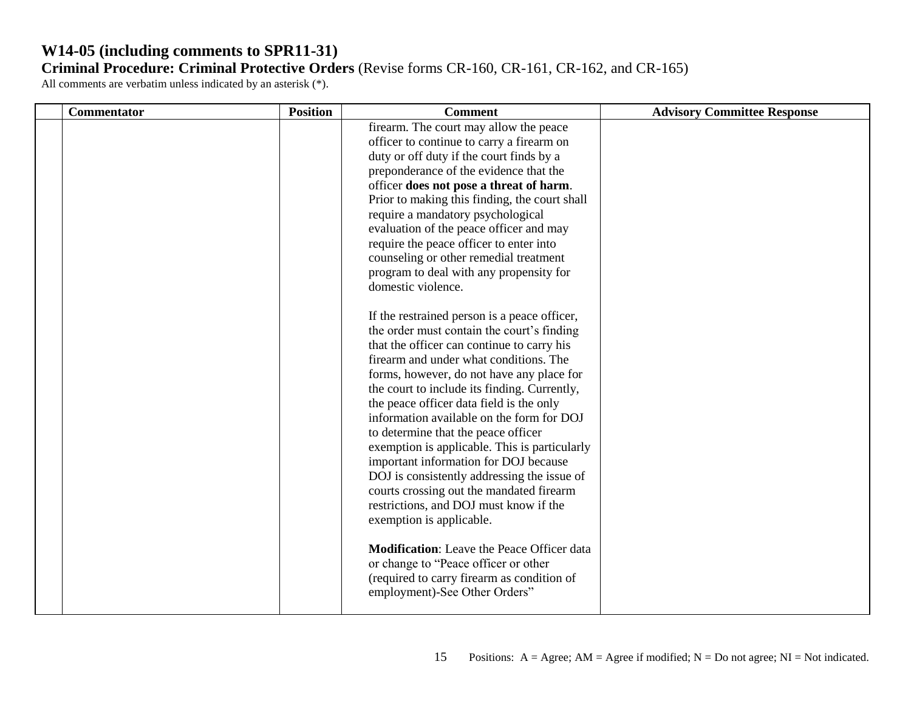# W14-05 (including comments to SPR11-31)

**Criminal Procedure: Criminal Protective Orders** (Revise forms CR-160, CR-161, CR-162, and CR-165)

All comments are verbatim unless indicated by an asterisk (*).

| | Commentator | Position | Comment | Advisory Committee Response |
|---|---|---|---|---|
| | | | firearm. The court may allow the peace officer to continue to carry a firearm on duty or off duty if the court finds by a preponderance of the evidence that the officer **does not pose a threat of harm**. Prior to making this finding, the court shall require a mandatory psychological evaluation of the peace officer and may require the peace officer to enter into counseling or other remedial treatment program to deal with any propensity for domestic violence.<br><br>If the restrained person is a peace officer, the order must contain the court's finding that the officer can continue to carry his firearm and under what conditions. The forms, however, do not have any place for the court to include its finding. Currently, the peace officer data field is the only information available on the form for DOJ to determine that the peace officer exemption is applicable. This is particularly important information for DOJ because DOJ is consistently addressing the issue of courts crossing out the mandated firearm restrictions, and DOJ must know if the exemption is applicable.<br><br>**Modification**: Leave the Peace Officer data or change to "Peace officer or other (required to carry firearm as condition of employment)-See Other Orders" | |

Positions: A = Agree; AM = Agree if modified; N = Do not agree; NI = Not indicated.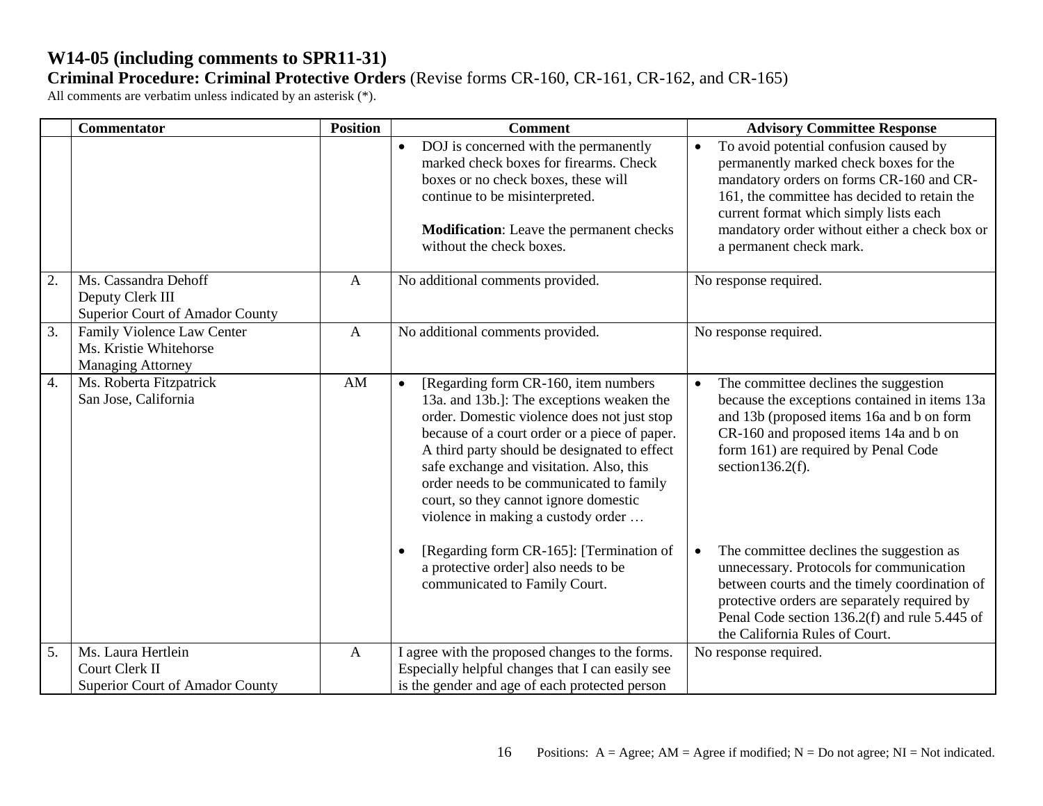# W14-05 (including comments to SPR11-31)

**Criminal Procedure: Criminal Protective Orders** (Revise forms CR-160, CR-161, CR-162, and CR-165)

All comments are verbatim unless indicated by an asterisk (*).

| | Commentator | Position | Comment | Advisory Committee Response |
|---|---|---|---|---|
| | | | • DOJ is concerned with the permanently marked check boxes for firearms. Check boxes or no check boxes, these will continue to be misinterpreted.<br><br>**Modification**: Leave the permanent checks without the check boxes. | • To avoid potential confusion caused by permanently marked check boxes for the mandatory orders on forms CR-160 and CR-161, the committee has decided to retain the current format which simply lists each mandatory order without either a check box or a permanent check mark. |
| 2. | Ms. Cassandra Dehoff<br>Deputy Clerk III<br>Superior Court of Amador County | A | No additional comments provided. | No response required. |
| 3. | Family Violence Law Center<br>Ms. Kristie Whitehorse<br>Managing Attorney | A | No additional comments provided. | No response required. |
| 4. | Ms. Roberta Fitzpatrick<br>San Jose, California | AM | • [Regarding form CR-160, item numbers 13a. and 13b.]: The exceptions weaken the order. Domestic violence does not just stop because of a court order or a piece of paper. A third party should be designated to effect safe exchange and visitation. Also, this order needs to be communicated to family court, so they cannot ignore domestic violence in making a custody order …<br><br>• [Regarding form CR-165]: [Termination of a protective order] also needs to be communicated to Family Court. | • The committee declines the suggestion because the exceptions contained in items 13a and 13b (proposed items 16a and b on form CR-160 and proposed items 14a and b on form 161) are required by Penal Code section136.2(f).<br><br>• The committee declines the suggestion as unnecessary. Protocols for communication between courts and the timely coordination of protective orders are separately required by Penal Code section 136.2(f) and rule 5.445 of the California Rules of Court. |
| 5. | Ms. Laura Hertlein<br>Court Clerk II<br>Superior Court of Amador County | A | I agree with the proposed changes to the forms. Especially helpful changes that I can easily see is the gender and age of each protected person | No response required. |

Positions: A = Agree; AM = Agree if modified; N = Do not agree; NI = Not indicated.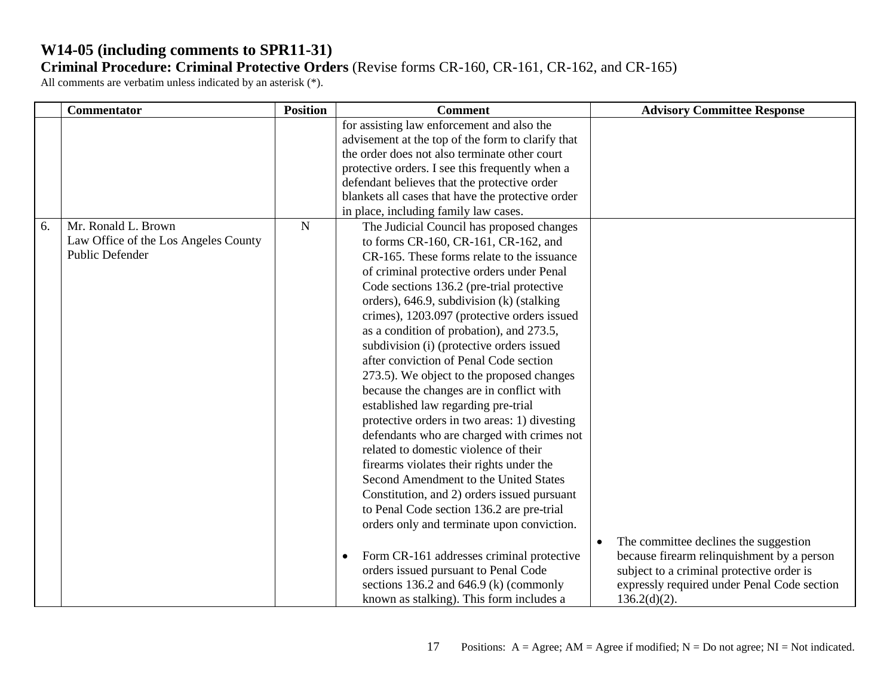# W14-05 (including comments to SPR11-31)

**Criminal Procedure: Criminal Protective Orders** (Revise forms CR-160, CR-161, CR-162, and CR-165)

All comments are verbatim unless indicated by an asterisk (*).

| | Commentator | Position | Comment | Advisory Committee Response |
|---|---|---|---|---|
| | | | for assisting law enforcement and also the advisement at the top of the form to clarify that the order does not also terminate other court protective orders. I see this frequently when a defendant believes that the protective order blankets all cases that have the protective order in place, including family law cases. | |
| 6. | Mr. Ronald L. Brown<br>Law Office of the Los Angeles County Public Defender | N | The Judicial Council has proposed changes to forms CR-160, CR-161, CR-162, and CR-165. These forms relate to the issuance of criminal protective orders under Penal Code sections 136.2 (pre-trial protective orders), 646.9, subdivision (k) (stalking crimes), 1203.097 (protective orders issued as a condition of probation), and 273.5, subdivision (i) (protective orders issued after conviction of Penal Code section 273.5). We object to the proposed changes because the changes are in conflict with established law regarding pre-trial protective orders in two areas: 1) divesting defendants who are charged with crimes not related to domestic violence of their firearms violates their rights under the Second Amendment to the United States Constitution, and 2) orders issued pursuant to Penal Code section 136.2 are pre-trial orders only and terminate upon conviction.<br><br>• Form CR-161 addresses criminal protective orders issued pursuant to Penal Code sections 136.2 and 646.9 (k) (commonly known as stalking). This form includes a | • The committee declines the suggestion because firearm relinquishment by a person subject to a criminal protective order is expressly required under Penal Code section 136.2(d)(2). |

Positions: A = Agree; AM = Agree if modified; N = Do not agree; NI = Not indicated.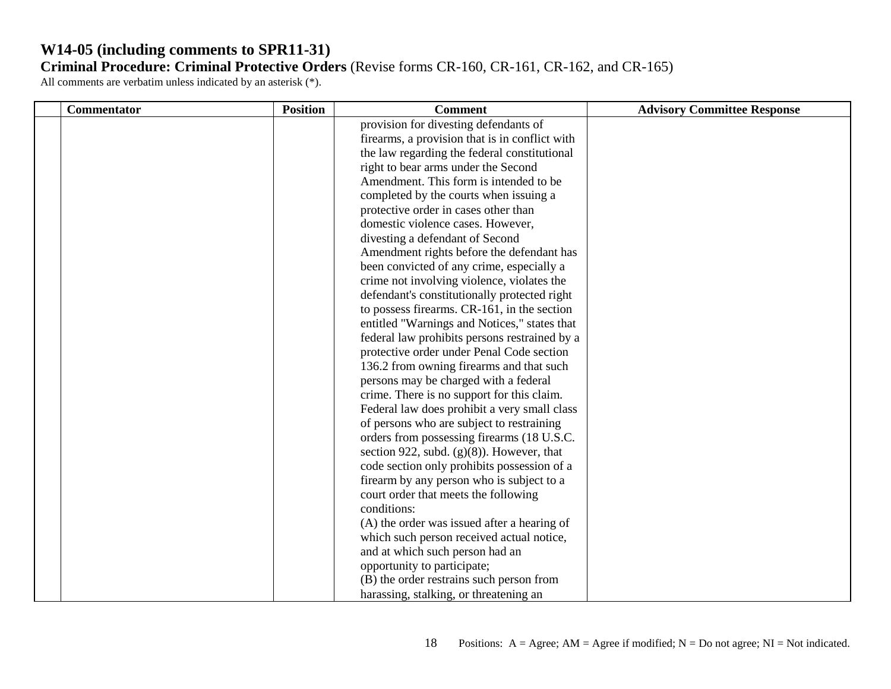**W14-05 (including comments to SPR11-31)**
**Criminal Procedure: Criminal Protective Orders** (Revise forms CR-160, CR-161, CR-162, and CR-165)
All comments are verbatim unless indicated by an asterisk (*).

| | Commentator | Position | Comment | Advisory Committee Response |
|---|---|---|---|---|
| | | | provision for divesting defendants of firearms, a provision that is in conflict with the law regarding the federal constitutional right to bear arms under the Second Amendment. This form is intended to be completed by the courts when issuing a protective order in cases other than domestic violence cases. However, divesting a defendant of Second Amendment rights before the defendant has been convicted of any crime, especially a crime not involving violence, violates the defendant's constitutionally protected right to possess firearms. CR-161, in the section entitled "Warnings and Notices," states that federal law prohibits persons restrained by a protective order under Penal Code section 136.2 from owning firearms and that such persons may be charged with a federal crime. There is no support for this claim. Federal law does prohibit a very small class of persons who are subject to restraining orders from possessing firearms (18 U.S.C. section 922, subd. (g)(8)). However, that code section only prohibits possession of a firearm by any person who is subject to a court order that meets the following conditions:<br>(A) the order was issued after a hearing of which such person received actual notice, and at which such person had an opportunity to participate;<br>(B) the order restrains such person from harassing, stalking, or threatening an | |

Positions: A = Agree; AM = Agree if modified; N = Do not agree; NI = Not indicated.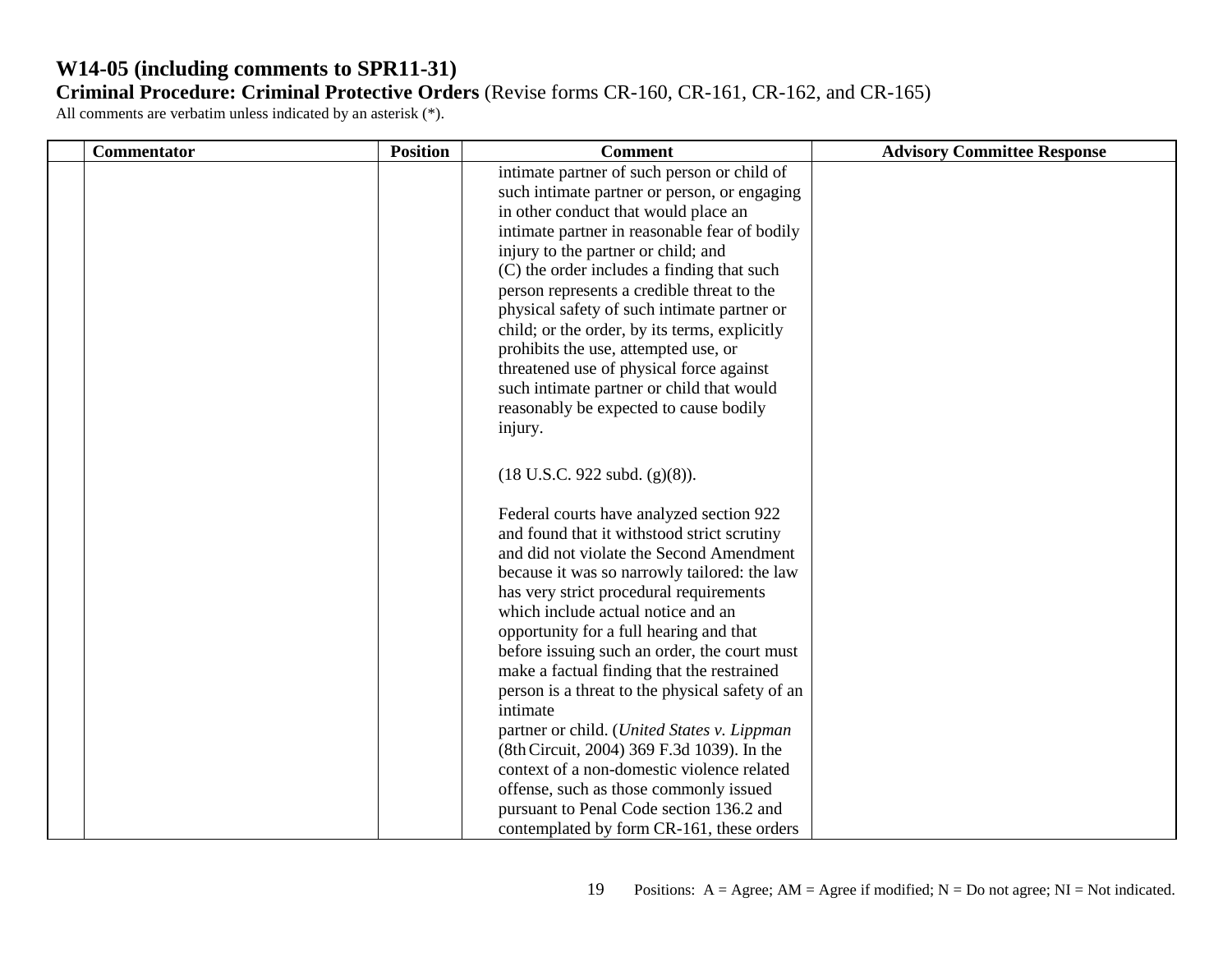# W14-05 (including comments to SPR11-31)

**Criminal Procedure: Criminal Protective Orders** (Revise forms CR-160, CR-161, CR-162, and CR-165)

All comments are verbatim unless indicated by an asterisk (*).

| | Commentator | Position | Comment | Advisory Committee Response |
|---|---|---|---|---|
| | | | intimate partner of such person or child of such intimate partner or person, or engaging in other conduct that would place an intimate partner in reasonable fear of bodily injury to the partner or child; and<br>(C) the order includes a finding that such person represents a credible threat to the physical safety of such intimate partner or child; or the order, by its terms, explicitly prohibits the use, attempted use, or threatened use of physical force against such intimate partner or child that would reasonably be expected to cause bodily injury.<br><br>(18 U.S.C. 922 subd. (g)(8)).<br><br>Federal courts have analyzed section 922 and found that it withstood strict scrutiny and did not violate the Second Amendment because it was so narrowly tailored: the law has very strict procedural requirements which include actual notice and an opportunity for a full hearing and that before issuing such an order, the court must make a factual finding that the restrained person is a threat to the physical safety of an intimate partner or child. (*United States v. Lippman* (8th Circuit, 2004) 369 F.3d 1039). In the context of a non-domestic violence related offense, such as those commonly issued pursuant to Penal Code section 136.2 and contemplated by form CR-161, these orders | |

Positions: A = Agree; AM = Agree if modified; N = Do not agree; NI = Not indicated.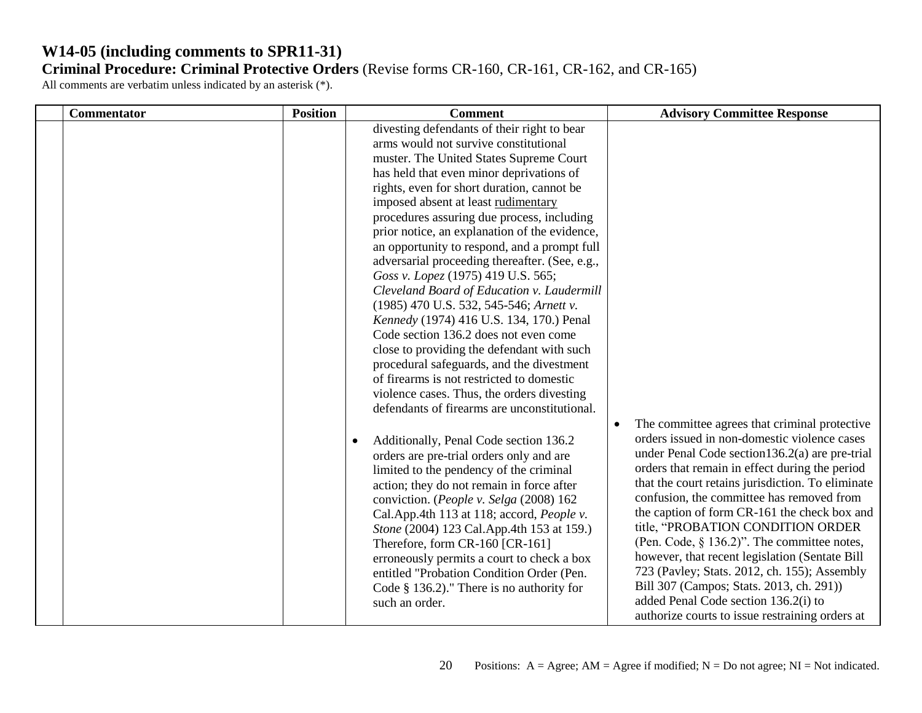# W14-05 (including comments to SPR11-31)

**Criminal Procedure: Criminal Protective Orders** (Revise forms CR-160, CR-161, CR-162, and CR-165)

All comments are verbatim unless indicated by an asterisk (*).

| | Commentator | Position | Comment | Advisory Committee Response |
|---|---|---|---|---|
| | | | divesting defendants of their right to bear arms would not survive constitutional muster. The United States Supreme Court has held that even minor deprivations of rights, even for short duration, cannot be imposed absent at least rudimentary procedures assuring due process, including prior notice, an explanation of the evidence, an opportunity to respond, and a prompt full adversarial proceeding thereafter. (See, e.g., *Goss v. Lopez* (1975) 419 U.S. 565; *Cleveland Board of Education v. Laudermill* (1985) 470 U.S. 532, 545-546; *Arnett v. Kennedy* (1974) 416 U.S. 134, 170.) Penal Code section 136.2 does not even come close to providing the defendant with such procedural safeguards, and the divestment of firearms is not restricted to domestic violence cases. Thus, the orders divesting defendants of firearms are unconstitutional.<br><br>• Additionally, Penal Code section 136.2 orders are pre-trial orders only and are limited to the pendency of the criminal action; they do not remain in force after conviction. (*People v. Selga* (2008) 162 Cal.App.4th 113 at 118; accord, *People v. Stone* (2004) 123 Cal.App.4th 153 at 159.) Therefore, form CR-160 [CR-161] erroneously permits a court to check a box entitled "Probation Condition Order (Pen. Code § 136.2)." There is no authority for such an order. | • The committee agrees that criminal protective orders issued in non-domestic violence cases under Penal Code section136.2(a) are pre-trial orders that remain in effect during the period that the court retains jurisdiction. To eliminate confusion, the committee has removed from the caption of form CR-161 the check box and title, "PROBATION CONDITION ORDER (Pen. Code, § 136.2)". The committee notes, however, that recent legislation (Sentate Bill 723 (Pavley; Stats. 2012, ch. 155); Assembly Bill 307 (Campos; Stats. 2013, ch. 291)) added Penal Code section 136.2(i) to authorize courts to issue restraining orders at |

Positions: A = Agree; AM = Agree if modified; N = Do not agree; NI = Not indicated.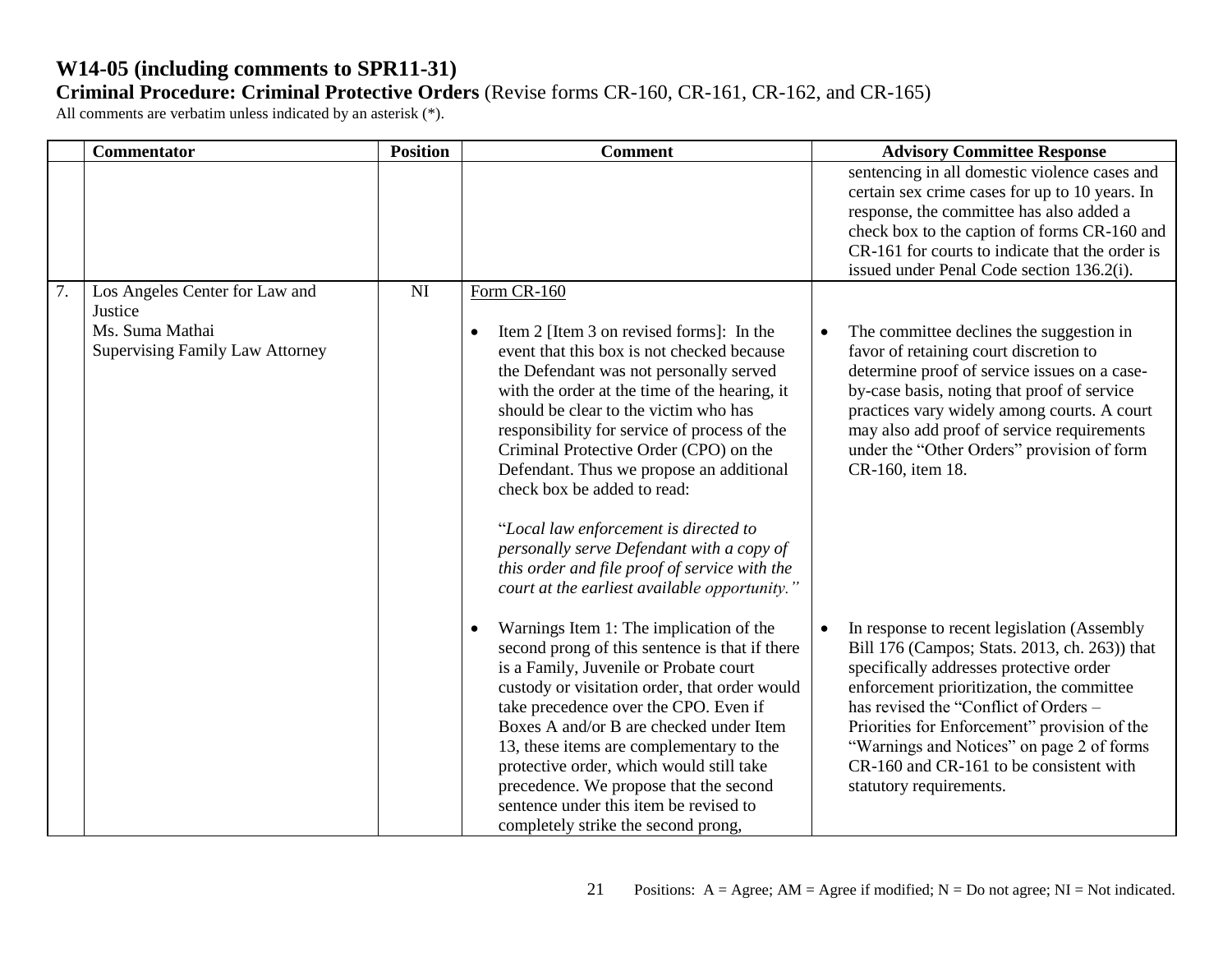# W14-05 (including comments to SPR11-31)

**Criminal Procedure: Criminal Protective Orders** (Revise forms CR-160, CR-161, CR-162, and CR-165)

All comments are verbatim unless indicated by an asterisk (*).

| | Commentator | Position | Comment | Advisory Committee Response |
|---|---|---|---|---|
| | | | | sentencing in all domestic violence cases and certain sex crime cases for up to 10 years. In response, the committee has also added a check box to the caption of forms CR-160 and CR-161 for courts to indicate that the order is issued under Penal Code section 136.2(i). |
| 7. | Los Angeles Center for Law and Justice<br>Ms. Suma Mathai<br>Supervising Family Law Attorney | NI | Form CR-160<br><br>• Item 2 [Item 3 on revised forms]: In the event that this box is not checked because the Defendant was not personally served with the order at the time of the hearing, it should be clear to the victim who has responsibility for service of process of the Criminal Protective Order (CPO) on the Defendant. Thus we propose an additional check box be added to read:<br><br>"*Local law enforcement is directed to personally serve Defendant with a copy of this order and file proof of service with the court at the earliest available opportunity.*"<br><br>• Warnings Item 1: The implication of the second prong of this sentence is that if there is a Family, Juvenile or Probate court custody or visitation order, that order would take precedence over the CPO. Even if Boxes A and/or B are checked under Item 13, these items are complementary to the protective order, which would still take precedence. We propose that the second sentence under this item be revised to completely strike the second prong, | • The committee declines the suggestion in favor of retaining court discretion to determine proof of service issues on a case-by-case basis, noting that proof of service practices vary widely among courts. A court may also add proof of service requirements under the "Other Orders" provision of form CR-160, item 18.<br><br>• In response to recent legislation (Assembly Bill 176 (Campos; Stats. 2013, ch. 263)) that specifically addresses protective order enforcement prioritization, the committee has revised the "Conflict of Orders – Priorities for Enforcement" provision of the "Warnings and Notices" on page 2 of forms CR-160 and CR-161 to be consistent with statutory requirements. |

Positions: A = Agree; AM = Agree if modified; N = Do not agree; NI = Not indicated.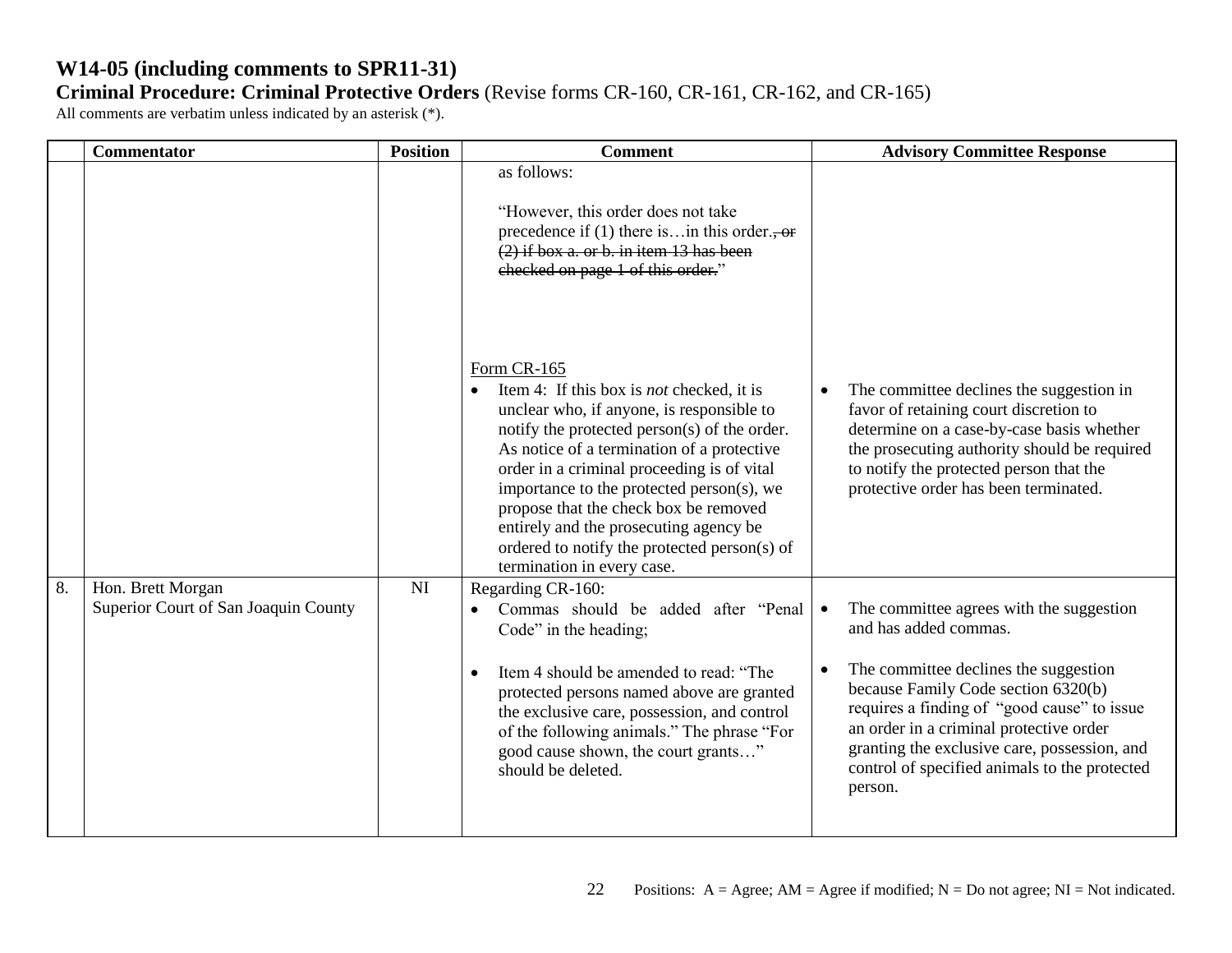# W14-05 (including comments to SPR11-31)

**Criminal Procedure: Criminal Protective Orders** (Revise forms CR-160, CR-161, CR-162, and CR-165)

All comments are verbatim unless indicated by an asterisk (*).

| | Commentator | Position | Comment | Advisory Committee Response |
|---|---|---|---|---|
| | | | as follows:<br><br>"However, this order does not take precedence if (1) there is…in this order.~~, or (2) if box a. or b. in item 13 has been checked on page 1 of this order.~~"<br><br><u>Form CR-165</u><br>• Item 4: If this box is *not* checked, it is unclear who, if anyone, is responsible to notify the protected person(s) of the order. As notice of a termination of a protective order in a criminal proceeding is of vital importance to the protected person(s), we propose that the check box be removed entirely and the prosecuting agency be ordered to notify the protected person(s) of termination in every case. | • The committee declines the suggestion in favor of retaining court discretion to determine on a case-by-case basis whether the prosecuting authority should be required to notify the protected person that the protective order has been terminated. |
| 8. | Hon. Brett Morgan<br>Superior Court of San Joaquin County | NI | Regarding CR-160:<br>• Commas should be added after "Penal Code" in the heading;<br><br>• Item 4 should be amended to read: "The protected persons named above are granted the exclusive care, possession, and control of the following animals." The phrase "For good cause shown, the court grants…" should be deleted. | • The committee agrees with the suggestion and has added commas.<br><br>• The committee declines the suggestion because Family Code section 6320(b) requires a finding of "good cause" to issue an order in a criminal protective order granting the exclusive care, possession, and control of specified animals to the protected person. |

Positions: A = Agree; AM = Agree if modified; N = Do not agree; NI = Not indicated.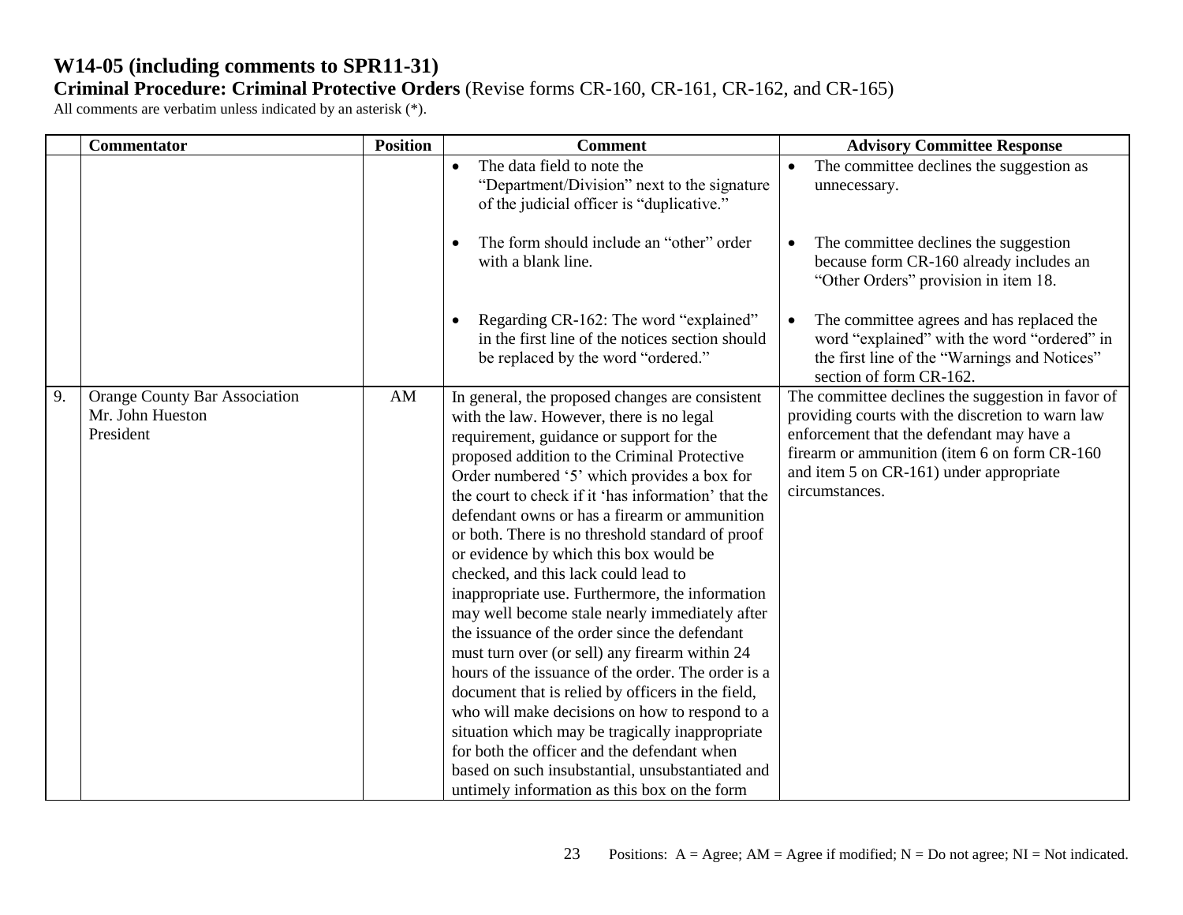# W14-05 (including comments to SPR11-31)

**Criminal Procedure: Criminal Protective Orders** (Revise forms CR-160, CR-161, CR-162, and CR-165)

All comments are verbatim unless indicated by an asterisk (*).

| | Commentator | Position | Comment | Advisory Committee Response |
|---|---|---|---|---|
| | | | • The data field to note the "Department/Division" next to the signature of the judicial officer is "duplicative."<br><br>• The form should include an "other" order with a blank line.<br><br>• Regarding CR-162: The word "explained" in the first line of the notices section should be replaced by the word "ordered." | • The committee declines the suggestion as unnecessary.<br><br>• The committee declines the suggestion because form CR-160 already includes an "Other Orders" provision in item 18.<br><br>• The committee agrees and has replaced the word "explained" with the word "ordered" in the first line of the "Warnings and Notices" section of form CR-162. |
| 9. | Orange County Bar Association<br>Mr. John Hueston<br>President | AM | In general, the proposed changes are consistent with the law. However, there is no legal requirement, guidance or support for the proposed addition to the Criminal Protective Order numbered '5' which provides a box for the court to check if it 'has information' that the defendant owns or has a firearm or ammunition or both. There is no threshold standard of proof or evidence by which this box would be checked, and this lack could lead to inappropriate use. Furthermore, the information may well become stale nearly immediately after the issuance of the order since the defendant must turn over (or sell) any firearm within 24 hours of the issuance of the order. The order is a document that is relied by officers in the field, who will make decisions on how to respond to a situation which may be tragically inappropriate for both the officer and the defendant when based on such insubstantial, unsubstantiated and untimely information as this box on the form | The committee declines the suggestion in favor of providing courts with the discretion to warn law enforcement that the defendant may have a firearm or ammunition (item 6 on form CR-160 and item 5 on CR-161) under appropriate circumstances. |

Positions: A = Agree; AM = Agree if modified; N = Do not agree; NI = Not indicated.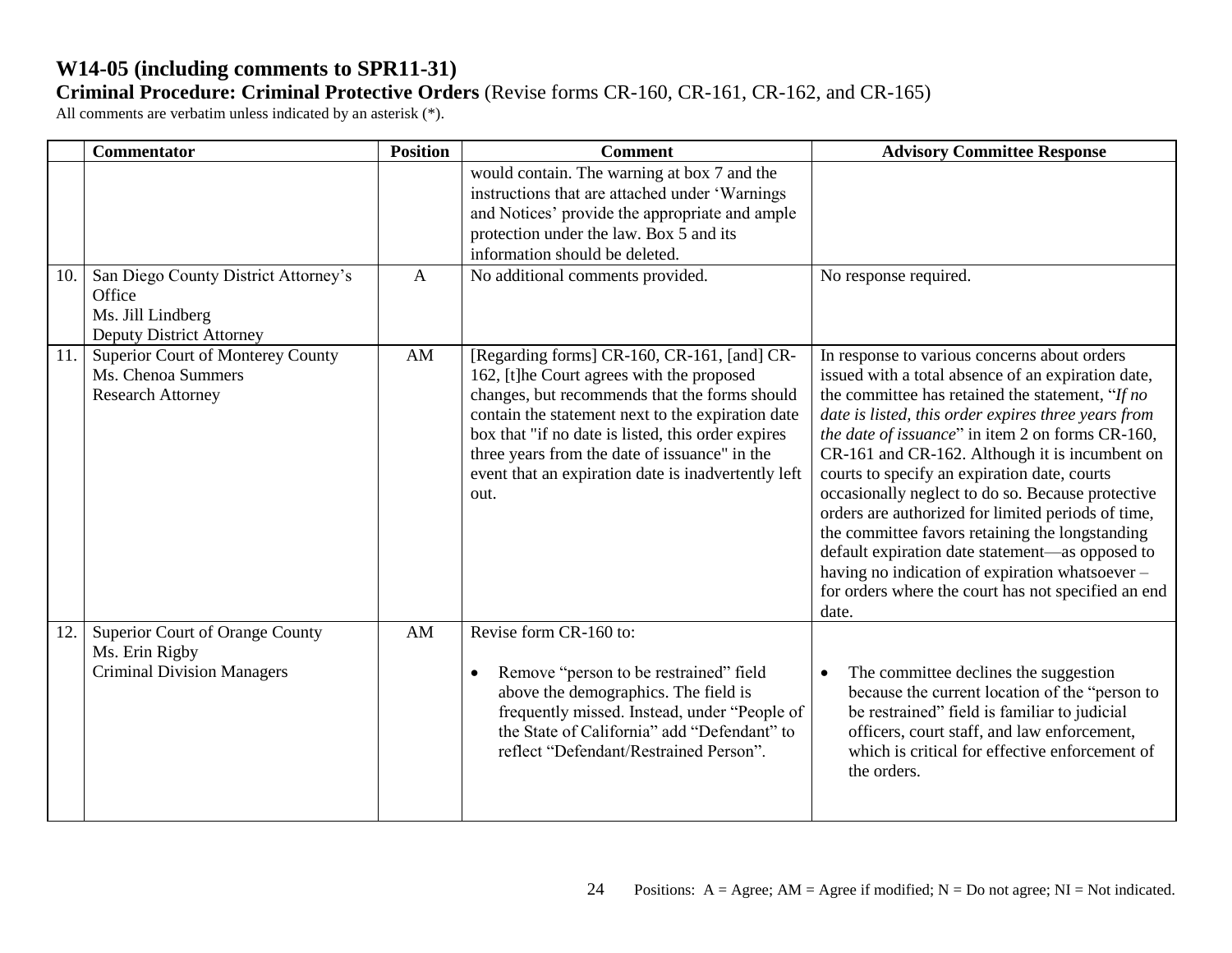**W14-05 (including comments to SPR11-31)**
**Criminal Procedure: Criminal Protective Orders** (Revise forms CR-160, CR-161, CR-162, and CR-165)
All comments are verbatim unless indicated by an asterisk (*).

| | Commentator | Position | Comment | Advisory Committee Response |
|---|---|---|---|---|
| | | | would contain. The warning at box 7 and the instructions that are attached under 'Warnings and Notices' provide the appropriate and ample protection under the law. Box 5 and its information should be deleted. | |
| 10. | San Diego County District Attorney's Office<br>Ms. Jill Lindberg<br>Deputy District Attorney | A | No additional comments provided. | No response required. |
| 11. | Superior Court of Monterey County<br>Ms. Chenoa Summers<br>Research Attorney | AM | [Regarding forms] CR-160, CR-161, [and] CR-162, [t]he Court agrees with the proposed changes, but recommends that the forms should contain the statement next to the expiration date box that "if no date is listed, this order expires three years from the date of issuance" in the event that an expiration date is inadvertently left out. | In response to various concerns about orders issued with a total absence of an expiration date, the committee has retained the statement, "*If no date is listed, this order expires three years from the date of issuance*" in item 2 on forms CR-160, CR-161 and CR-162. Although it is incumbent on courts to specify an expiration date, courts occasionally neglect to do so. Because protective orders are authorized for limited periods of time, the committee favors retaining the longstanding default expiration date statement—as opposed to having no indication of expiration whatsoever – for orders where the court has not specified an end date. |
| 12. | Superior Court of Orange County<br>Ms. Erin Rigby<br>Criminal Division Managers | AM | Revise form CR-160 to:<br><br>• Remove "person to be restrained" field above the demographics. The field is frequently missed. Instead, under "People of the State of California" add "Defendant" to reflect "Defendant/Restrained Person". | <br><br>• The committee declines the suggestion because the current location of the "person to be restrained" field is familiar to judicial officers, court staff, and law enforcement, which is critical for effective enforcement of the orders. |

Positions: A = Agree; AM = Agree if modified; N = Do not agree; NI = Not indicated.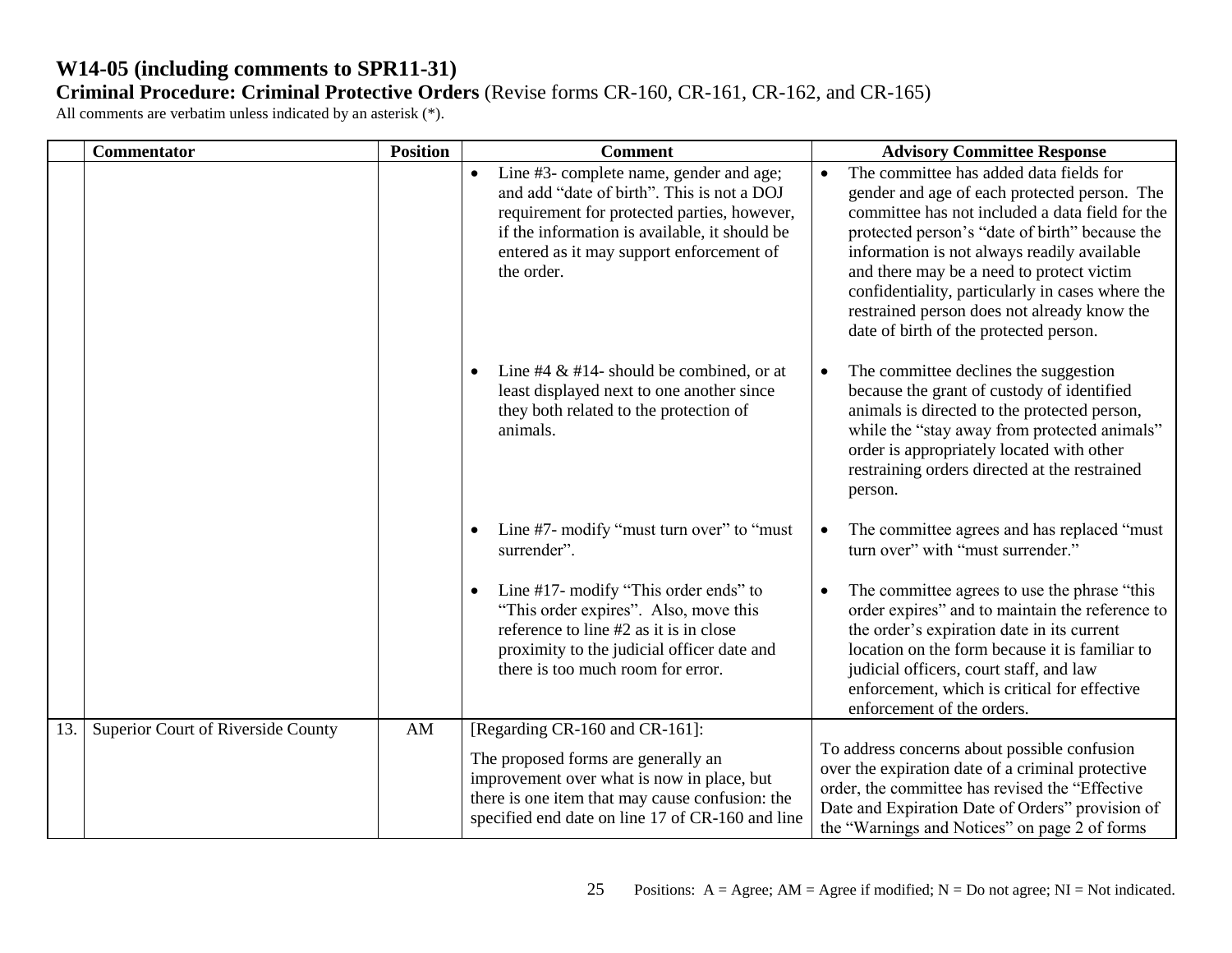# W14-05 (including comments to SPR11-31)

**Criminal Procedure: Criminal Protective Orders** (Revise forms CR-160, CR-161, CR-162, and CR-165)

All comments are verbatim unless indicated by an asterisk (*).

| | Commentator | Position | Comment | Advisory Committee Response |
|---|---|---|---|---|
| | | | • Line #3- complete name, gender and age; and add "date of birth". This is not a DOJ requirement for protected parties, however, if the information is available, it should be entered as it may support enforcement of the order.<br><br>• Line #4 & #14- should be combined, or at least displayed next to one another since they both related to the protection of animals.<br><br>• Line #7- modify "must turn over" to "must surrender".<br><br>• Line #17- modify "This order ends" to "This order expires". Also, move this reference to line #2 as it is in close proximity to the judicial officer date and there is too much room for error. | • The committee has added data fields for gender and age of each protected person. The committee has not included a data field for the protected person's "date of birth" because the information is not always readily available and there may be a need to protect victim confidentiality, particularly in cases where the restrained person does not already know the date of birth of the protected person.<br><br>• The committee declines the suggestion because the grant of custody of identified animals is directed to the protected person, while the "stay away from protected animals" order is appropriately located with other restraining orders directed at the restrained person.<br><br>• The committee agrees and has replaced "must turn over" with "must surrender."<br><br>• The committee agrees to use the phrase "this order expires" and to maintain the reference to the order's expiration date in its current location on the form because it is familiar to judicial officers, court staff, and law enforcement, which is critical for effective enforcement of the orders. |
| 13. | Superior Court of Riverside County | AM | [Regarding CR-160 and CR-161]:<br><br>The proposed forms are generally an improvement over what is now in place, but there is one item that may cause confusion: the specified end date on line 17 of CR-160 and line | To address concerns about possible confusion over the expiration date of a criminal protective order, the committee has revised the "Effective Date and Expiration Date of Orders" provision of the "Warnings and Notices" on page 2 of forms |

Positions: A = Agree; AM = Agree if modified; N = Do not agree; NI = Not indicated.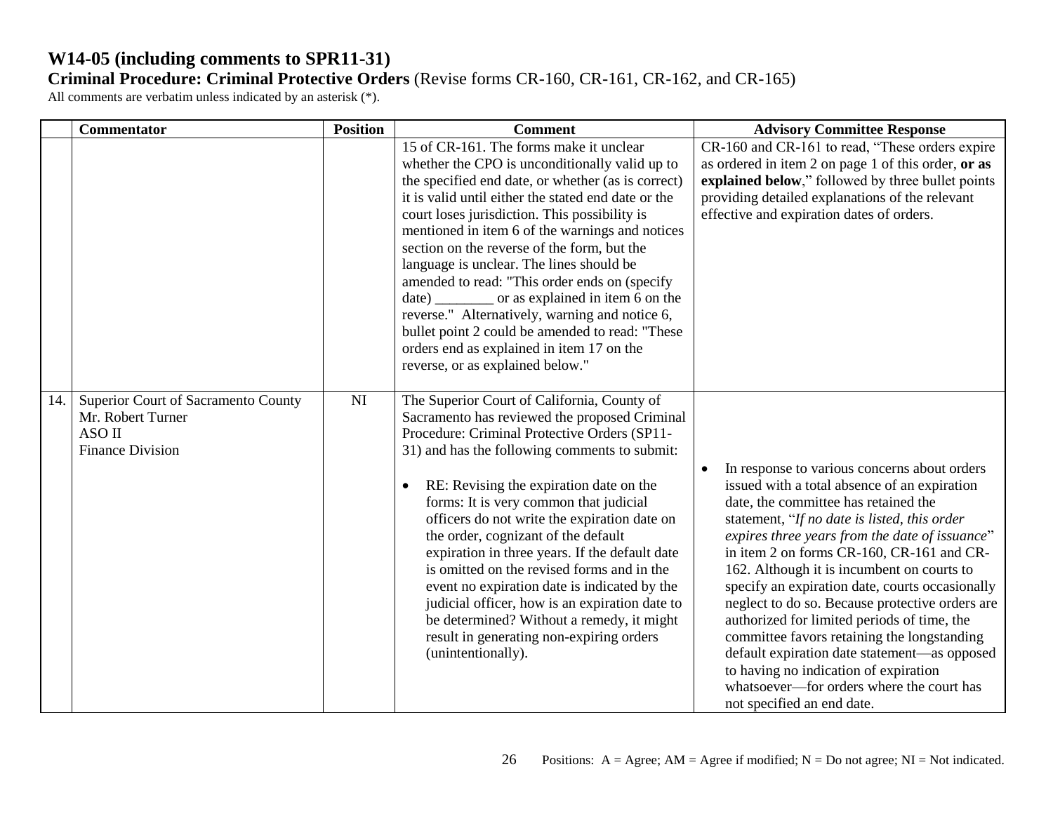# W14-05 (including comments to SPR11-31)

**Criminal Procedure: Criminal Protective Orders** (Revise forms CR-160, CR-161, CR-162, and CR-165)

All comments are verbatim unless indicated by an asterisk (*).

| | Commentator | Position | Comment | Advisory Committee Response |
|---|---|---|---|---|
| | | | 15 of CR-161. The forms make it unclear whether the CPO is unconditionally valid up to the specified end date, or whether (as is correct) it is valid until either the stated end date or the court loses jurisdiction. This possibility is mentioned in item 6 of the warnings and notices section on the reverse of the form, but the language is unclear. The lines should be amended to read: "This order ends on (specify date) ________ or as explained in item 6 on the reverse." Alternatively, warning and notice 6, bullet point 2 could be amended to read: "These orders end as explained in item 17 on the reverse, or as explained below." | CR-160 and CR-161 to read, "These orders expire as ordered in item 2 on page 1 of this order, **or as explained below**," followed by three bullet points providing detailed explanations of the relevant effective and expiration dates of orders. |
| 14. | Superior Court of Sacramento County<br>Mr. Robert Turner<br>ASO II<br>Finance Division | NI | The Superior Court of California, County of Sacramento has reviewed the proposed Criminal Procedure: Criminal Protective Orders (SP11-31) and has the following comments to submit:<br><br>• RE: Revising the expiration date on the forms: It is very common that judicial officers do not write the expiration date on the order, cognizant of the default expiration in three years. If the default date is omitted on the revised forms and in the event no expiration date is indicated by the judicial officer, how is an expiration date to be determined? Without a remedy, it might result in generating non-expiring orders (unintentionally). | • In response to various concerns about orders issued with a total absence of an expiration date, the committee has retained the statement, "*If no date is listed, this order expires three years from the date of issuance*" in item 2 on forms CR-160, CR-161 and CR-162. Although it is incumbent on courts to specify an expiration date, courts occasionally neglect to do so. Because protective orders are authorized for limited periods of time, the committee favors retaining the longstanding default expiration date statement—as opposed to having no indication of expiration whatsoever—for orders where the court has not specified an end date. |

Positions: A = Agree; AM = Agree if modified; N = Do not agree; NI = Not indicated.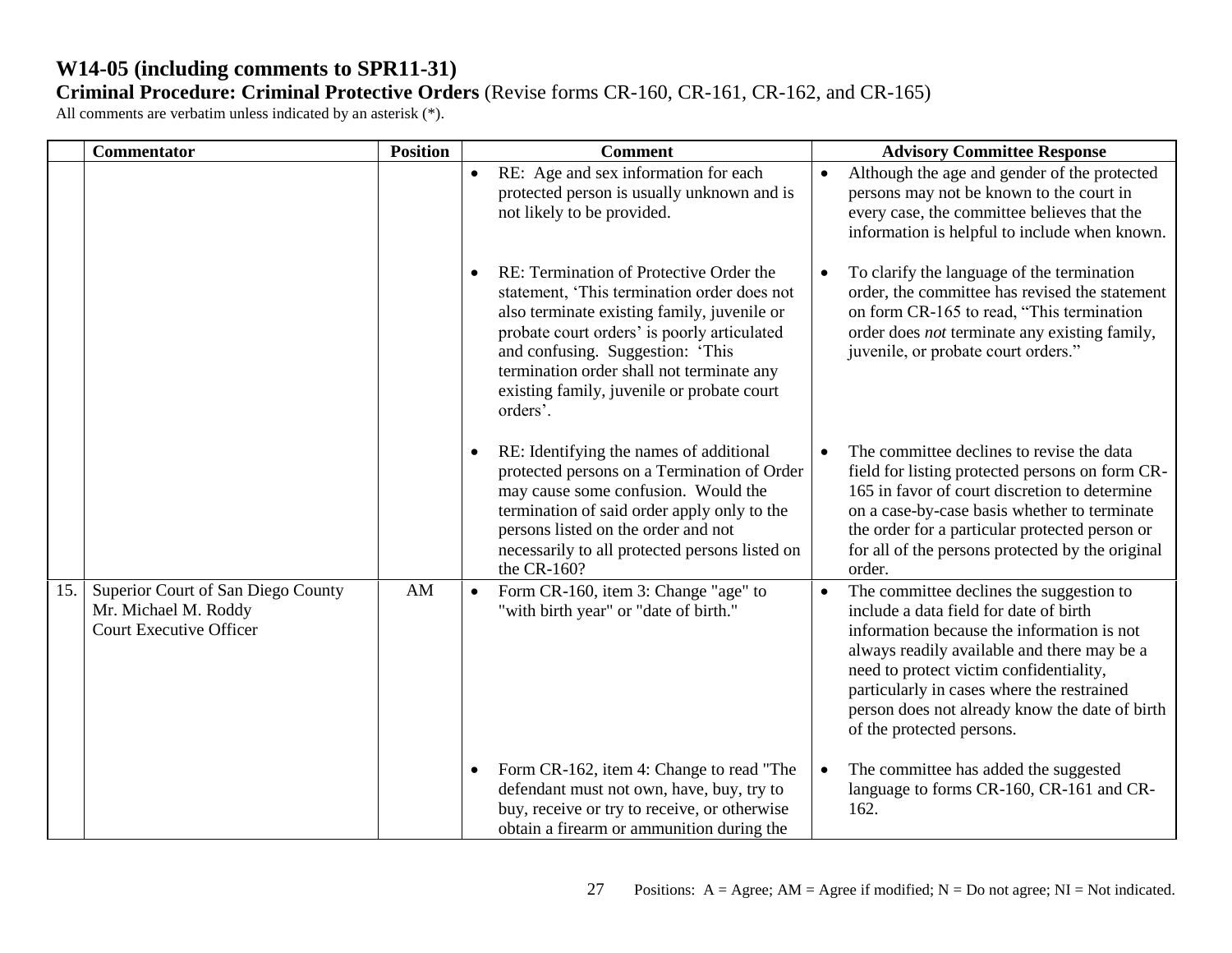# W14-05 (including comments to SPR11-31)

**Criminal Procedure: Criminal Protective Orders** (Revise forms CR-160, CR-161, CR-162, and CR-165)

All comments are verbatim unless indicated by an asterisk (*).

| | Commentator | Position | Comment | Advisory Committee Response |
|---|---|---|---|---|
| | | | • RE: Age and sex information for each protected person is usually unknown and is not likely to be provided.<br><br>• RE: Termination of Protective Order the statement, 'This termination order does not also terminate existing family, juvenile or probate court orders' is poorly articulated and confusing. Suggestion: 'This termination order shall not terminate any existing family, juvenile or probate court orders'.<br><br>• RE: Identifying the names of additional protected persons on a Termination of Order may cause some confusion. Would the termination of said order apply only to the persons listed on the order and not necessarily to all protected persons listed on the CR-160? | • Although the age and gender of the protected persons may not be known to the court in every case, the committee believes that the information is helpful to include when known.<br><br>• To clarify the language of the termination order, the committee has revised the statement on form CR-165 to read, "This termination order does *not* terminate any existing family, juvenile, or probate court orders."<br><br>• The committee declines to revise the data field for listing protected persons on form CR-165 in favor of court discretion to determine on a case-by-case basis whether to terminate the order for a particular protected person or for all of the persons protected by the original order. |
| 15. | Superior Court of San Diego County<br>Mr. Michael M. Roddy<br>Court Executive Officer | AM | • Form CR-160, item 3: Change "age" to "with birth year" or "date of birth."<br><br>• Form CR-162, item 4: Change to read "The defendant must not own, have, buy, try to buy, receive or try to receive, or otherwise obtain a firearm or ammunition during the | • The committee declines the suggestion to include a data field for date of birth information because the information is not always readily available and there may be a need to protect victim confidentiality, particularly in cases where the restrained person does not already know the date of birth of the protected persons.<br><br>• The committee has added the suggested language to forms CR-160, CR-161 and CR-162. |

Positions: A = Agree; AM = Agree if modified; N = Do not agree; NI = Not indicated.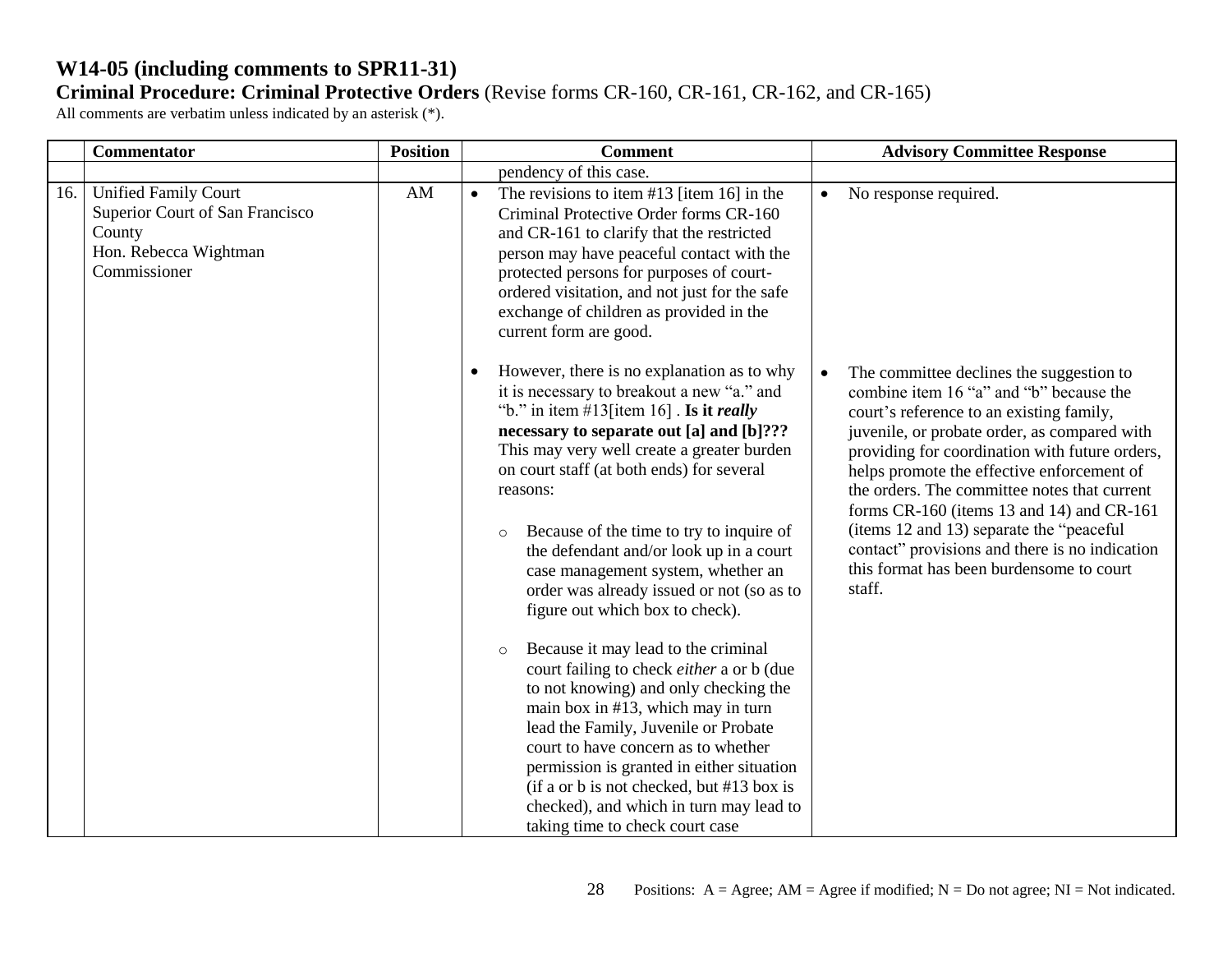# W14-05 (including comments to SPR11-31)

**Criminal Procedure: Criminal Protective Orders** (Revise forms CR-160, CR-161, CR-162, and CR-165)

All comments are verbatim unless indicated by an asterisk (*).

| | Commentator | Position | Comment | Advisory Committee Response |
|---|---|---|---|---|
| | | | pendency of this case. | |
| 16. | Unified Family Court<br>Superior Court of San Francisco County<br>Hon. Rebecca Wightman<br>Commissioner | AM | • The revisions to item #13 [item 16] in the Criminal Protective Order forms CR-160 and CR-161 to clarify that the restricted person may have peaceful contact with the protected persons for purposes of court-ordered visitation, and not just for the safe exchange of children as provided in the current form are good.<br><br>• However, there is no explanation as to why it is necessary to breakout a new "a." and "b." in item #13[item 16] . **Is it *really* necessary to separate out [a] and [b]???** This may very well create a greater burden on court staff (at both ends) for several reasons:<br><br>○ Because of the time to try to inquire of the defendant and/or look up in a court case management system, whether an order was already issued or not (so as to figure out which box to check).<br><br>○ Because it may lead to the criminal court failing to check *either* a or b (due to not knowing) and only checking the main box in #13, which may in turn lead the Family, Juvenile or Probate court to have concern as to whether permission is granted in either situation (if a or b is not checked, but #13 box is checked), and which in turn may lead to taking time to check court case | • No response required.<br><br>• The committee declines the suggestion to combine item 16 "a" and "b" because the court's reference to an existing family, juvenile, or probate order, as compared with providing for coordination with future orders, helps promote the effective enforcement of the orders. The committee notes that current forms CR-160 (items 13 and 14) and CR-161 (items 12 and 13) separate the "peaceful contact" provisions and there is no indication this format has been burdensome to court staff. |

Positions: A = Agree; AM = Agree if modified; N = Do not agree; NI = Not indicated.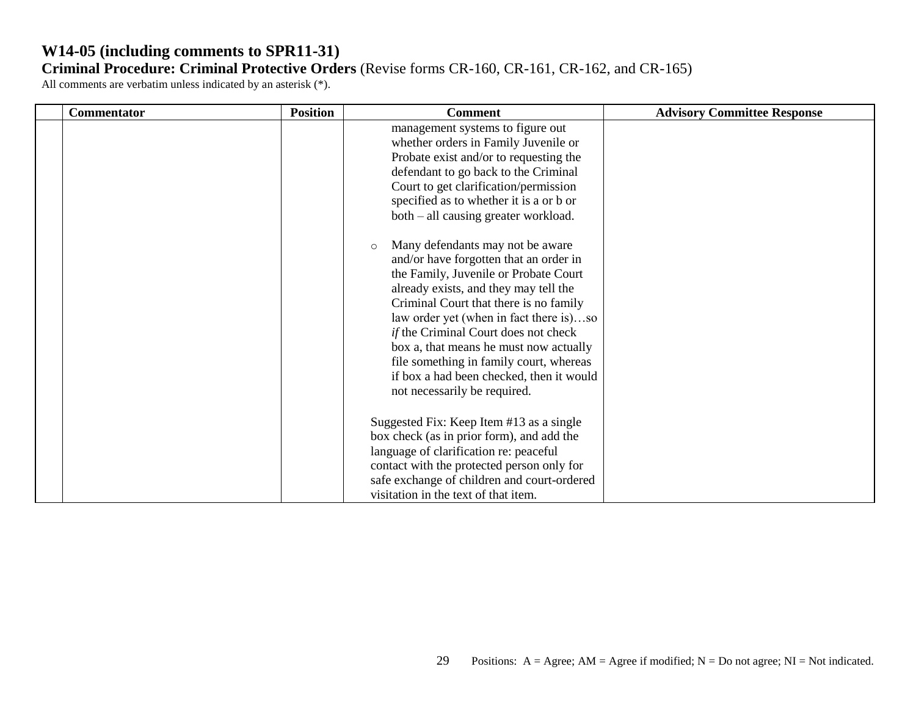# W14-05 (including comments to SPR11-31)

**Criminal Procedure: Criminal Protective Orders** (Revise forms CR-160, CR-161, CR-162, and CR-165)

All comments are verbatim unless indicated by an asterisk (*).

| | Commentator | Position | Comment | Advisory Committee Response |
|---|---|---|---|---|
| | | | management systems to figure out whether orders in Family Juvenile or Probate exist and/or to requesting the defendant to go back to the Criminal Court to get clarification/permission specified as to whether it is a or b or both – all causing greater workload.<br><br>○ Many defendants may not be aware and/or have forgotten that an order in the Family, Juvenile or Probate Court already exists, and they may tell the Criminal Court that there is no family law order yet (when in fact there is)…so *if* the Criminal Court does not check box a, that means he must now actually file something in family court, whereas if box a had been checked, then it would not necessarily be required.<br><br>Suggested Fix: Keep Item #13 as a single box check (as in prior form), and add the language of clarification re: peaceful contact with the protected person only for safe exchange of children and court-ordered visitation in the text of that item. | |

Positions: A = Agree; AM = Agree if modified; N = Do not agree; NI = Not indicated.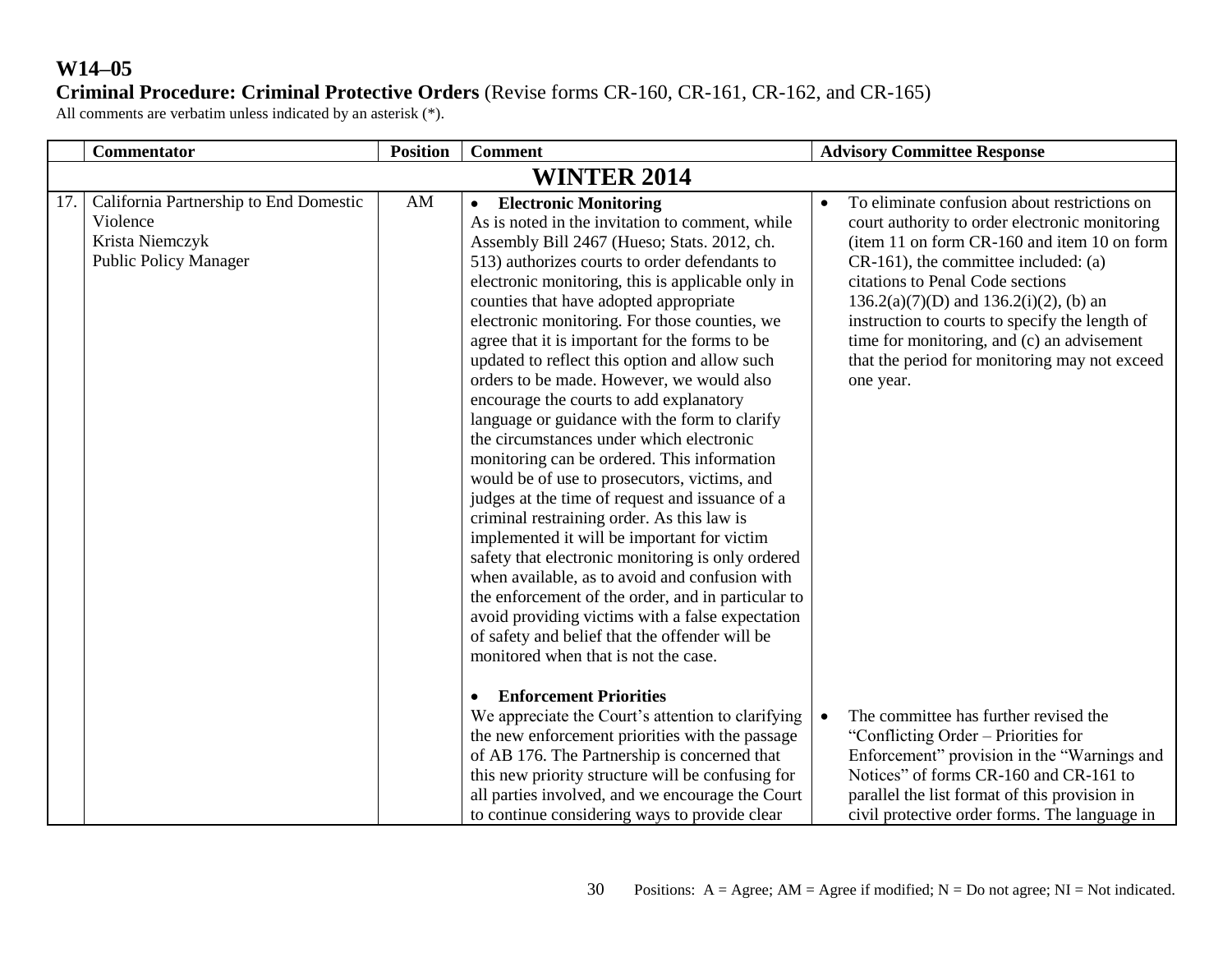# W14–05

**Criminal Procedure: Criminal Protective Orders** (Revise forms CR-160, CR-161, CR-162, and CR-165)

All comments are verbatim unless indicated by an asterisk (*).

| | Commentator | Position | Comment | Advisory Committee Response |
|---|---|---|---|---|
| | | | **WINTER 2014** | |
| 17. | California Partnership to End Domestic Violence<br>Krista Niemczyk<br>Public Policy Manager | AM | • **Electronic Monitoring**<br>As is noted in the invitation to comment, while Assembly Bill 2467 (Hueso; Stats. 2012, ch. 513) authorizes courts to order defendants to electronic monitoring, this is applicable only in counties that have adopted appropriate electronic monitoring. For those counties, we agree that it is important for the forms to be updated to reflect this option and allow such orders to be made. However, we would also encourage the courts to add explanatory language or guidance with the form to clarify the circumstances under which electronic monitoring can be ordered. This information would be of use to prosecutors, victims, and judges at the time of request and issuance of a criminal restraining order. As this law is implemented it will be important for victim safety that electronic monitoring is only ordered when available, as to avoid and confusion with the enforcement of the order, and in particular to avoid providing victims with a false expectation of safety and belief that the offender will be monitored when that is not the case.<br><br>• **Enforcement Priorities**<br>We appreciate the Court's attention to clarifying the new enforcement priorities with the passage of AB 176. The Partnership is concerned that this new priority structure will be confusing for all parties involved, and we encourage the Court to continue considering ways to provide clear | • To eliminate confusion about restrictions on court authority to order electronic monitoring (item 11 on form CR-160 and item 10 on form CR-161), the committee included: (a) citations to Penal Code sections 136.2(a)(7)(D) and 136.2(i)(2), (b) an instruction to courts to specify the length of time for monitoring, and (c) an advisement that the period for monitoring may not exceed one year.<br><br>• The committee has further revised the "Conflicting Order – Priorities for Enforcement" provision in the "Warnings and Notices" of forms CR-160 and CR-161 to parallel the list format of this provision in civil protective order forms. The language in |

Positions: A = Agree; AM = Agree if modified; N = Do not agree; NI = Not indicated.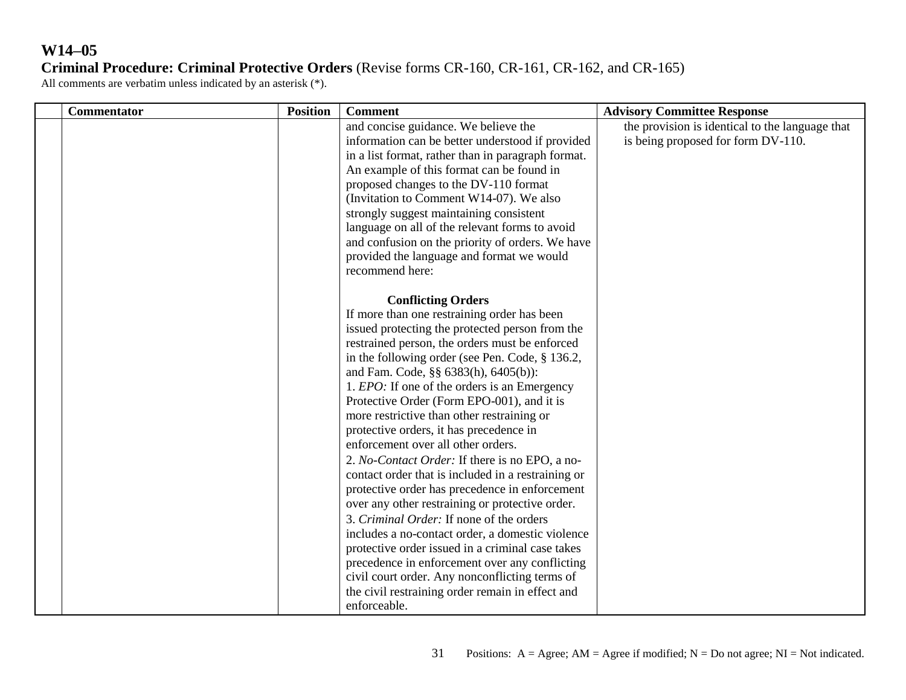# W14–05

**Criminal Procedure: Criminal Protective Orders** (Revise forms CR-160, CR-161, CR-162, and CR-165)

All comments are verbatim unless indicated by an asterisk (*).

| | Commentator | Position | Comment | Advisory Committee Response |
|---|---|---|---|---|
| | | | and concise guidance. We believe the information can be better understood if provided in a list format, rather than in paragraph format. An example of this format can be found in proposed changes to the DV-110 format (Invitation to Comment W14-07). We also strongly suggest maintaining consistent language on all of the relevant forms to avoid and confusion on the priority of orders. We have provided the language and format we would recommend here:<br><br>**Conflicting Orders**<br>If more than one restraining order has been issued protecting the protected person from the restrained person, the orders must be enforced in the following order (see Pen. Code, § 136.2, and Fam. Code, §§ 6383(h), 6405(b)):<br>1. *EPO:* If one of the orders is an Emergency Protective Order (Form EPO-001), and it is more restrictive than other restraining or protective orders, it has precedence in enforcement over all other orders.<br>2. *No-Contact Order:* If there is no EPO, a no-contact order that is included in a restraining or protective order has precedence in enforcement over any other restraining or protective order.<br>3. *Criminal Order:* If none of the orders includes a no-contact order, a domestic violence protective order issued in a criminal case takes precedence in enforcement over any conflicting civil court order. Any nonconflicting terms of the civil restraining order remain in effect and enforceable. | the provision is identical to the language that is being proposed for form DV-110. |

Positions: A = Agree; AM = Agree if modified; N = Do not agree; NI = Not indicated.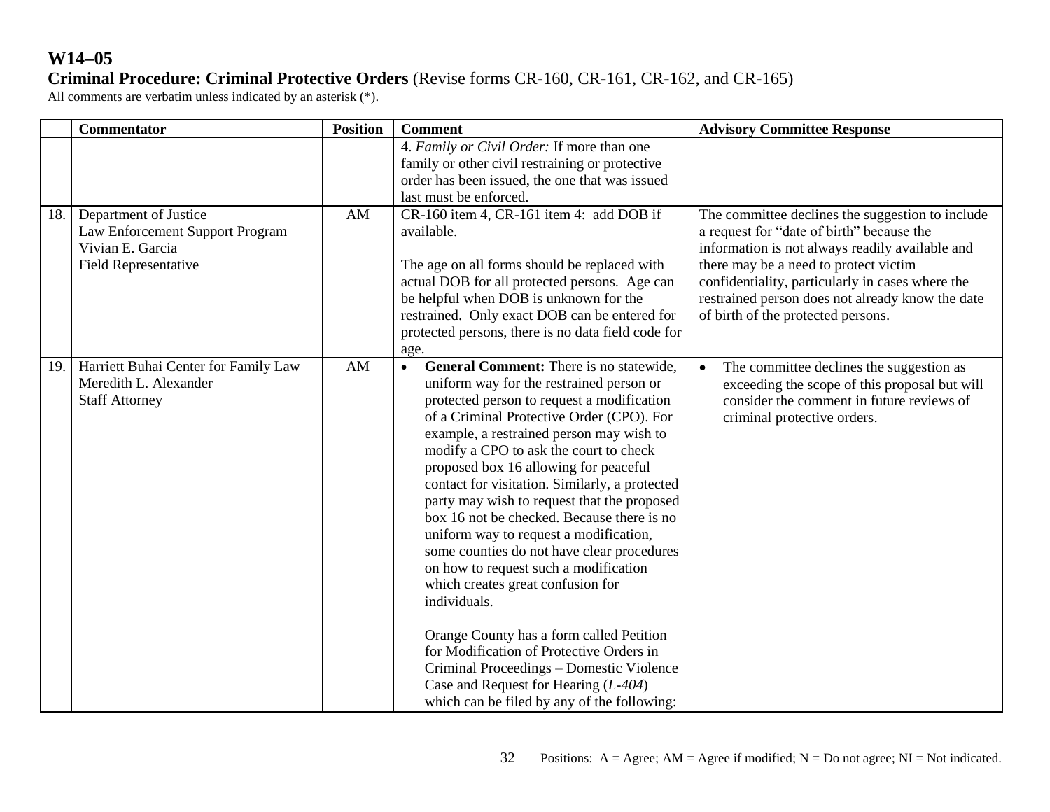# W14–05

**Criminal Procedure: Criminal Protective Orders** (Revise forms CR-160, CR-161, CR-162, and CR-165)

All comments are verbatim unless indicated by an asterisk (*).

| | Commentator | Position | Comment | Advisory Committee Response |
|---|---|---|---|---|
| | | | 4. *Family or Civil Order:* If more than one family or other civil restraining or protective order has been issued, the one that was issued last must be enforced. | |
| 18. | Department of Justice<br>Law Enforcement Support Program<br>Vivian E. Garcia<br>Field Representative | AM | CR-160 item 4, CR-161 item 4: add DOB if available.<br><br>The age on all forms should be replaced with actual DOB for all protected persons. Age can be helpful when DOB is unknown for the restrained. Only exact DOB can be entered for protected persons, there is no data field code for age. | The committee declines the suggestion to include a request for "date of birth" because the information is not always readily available and there may be a need to protect victim confidentiality, particularly in cases where the restrained person does not already know the date of birth of the protected persons. |
| 19. | Harriett Buhai Center for Family Law<br>Meredith L. Alexander<br>Staff Attorney | AM | • **General Comment:** There is no statewide, uniform way for the restrained person or protected person to request a modification of a Criminal Protective Order (CPO). For example, a restrained person may wish to modify a CPO to ask the court to check proposed box 16 allowing for peaceful contact for visitation. Similarly, a protected party may wish to request that the proposed box 16 not be checked. Because there is no uniform way to request a modification, some counties do not have clear procedures on how to request such a modification which creates great confusion for individuals.<br><br>Orange County has a form called Petition for Modification of Protective Orders in Criminal Proceedings – Domestic Violence Case and Request for Hearing (*L-404*) which can be filed by any of the following: | • The committee declines the suggestion as exceeding the scope of this proposal but will consider the comment in future reviews of criminal protective orders. |

Positions: A = Agree; AM = Agree if modified; N = Do not agree; NI = Not indicated.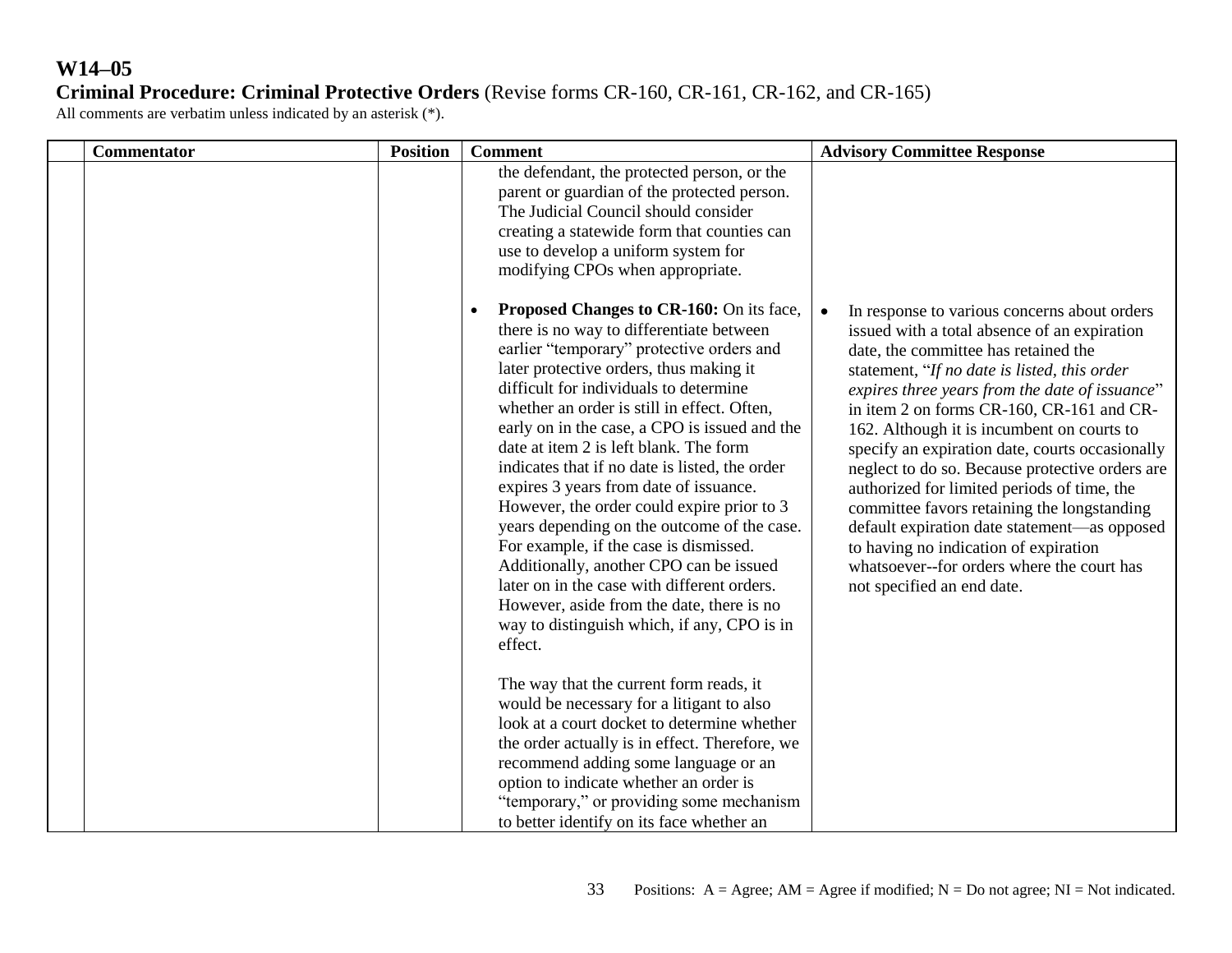# W14–05

**Criminal Procedure: Criminal Protective Orders** (Revise forms CR-160, CR-161, CR-162, and CR-165)

All comments are verbatim unless indicated by an asterisk (*).

| | Commentator | Position | Comment | Advisory Committee Response |
|---|---|---|---|---|
| | | | the defendant, the protected person, or the parent or guardian of the protected person. The Judicial Council should consider creating a statewide form that counties can use to develop a uniform system for modifying CPOs when appropriate.<br><br>• **Proposed Changes to CR-160:** On its face, there is no way to differentiate between earlier "temporary" protective orders and later protective orders, thus making it difficult for individuals to determine whether an order is still in effect. Often, early on in the case, a CPO is issued and the date at item 2 is left blank. The form indicates that if no date is listed, the order expires 3 years from date of issuance. However, the order could expire prior to 3 years depending on the outcome of the case. For example, if the case is dismissed. Additionally, another CPO can be issued later on in the case with different orders. However, aside from the date, there is no way to distinguish which, if any, CPO is in effect.<br><br>The way that the current form reads, it would be necessary for a litigant to also look at a court docket to determine whether the order actually is in effect. Therefore, we recommend adding some language or an option to indicate whether an order is "temporary," or providing some mechanism to better identify on its face whether an | • In response to various concerns about orders issued with a total absence of an expiration date, the committee has retained the statement, "*If no date is listed, this order expires three years from the date of issuance*" in item 2 on forms CR-160, CR-161 and CR-162. Although it is incumbent on courts to specify an expiration date, courts occasionally neglect to do so. Because protective orders are authorized for limited periods of time, the committee favors retaining the longstanding default expiration date statement—as opposed to having no indication of expiration whatsoever--for orders where the court has not specified an end date. |

Positions: A = Agree; AM = Agree if modified; N = Do not agree; NI = Not indicated.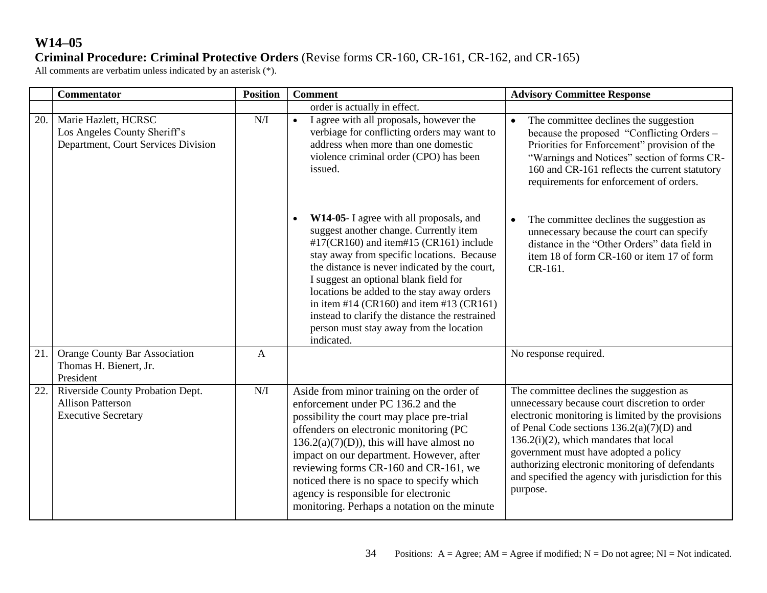# W14–05

**Criminal Procedure: Criminal Protective Orders** (Revise forms CR-160, CR-161, CR-162, and CR-165)

All comments are verbatim unless indicated by an asterisk (*).

| | Commentator | Position | Comment | Advisory Committee Response |
|---|---|---|---|---|
| | | | order is actually in effect. | |
| 20. | Marie Hazlett, HCRSC<br>Los Angeles County Sheriff's Department, Court Services Division | N/I | • I agree with all proposals, however the verbiage for conflicting orders may want to address when more than one domestic violence criminal order (CPO) has been issued.<br><br>• **W14-05**- I agree with all proposals, and suggest another change. Currently item #17(CR160) and item#15 (CR161) include stay away from specific locations. Because the distance is never indicated by the court, I suggest an optional blank field for locations be added to the stay away orders in item #14 (CR160) and item #13 (CR161) instead to clarify the distance the restrained person must stay away from the location indicated. | • The committee declines the suggestion because the proposed "Conflicting Orders – Priorities for Enforcement" provision of the "Warnings and Notices" section of forms CR-160 and CR-161 reflects the current statutory requirements for enforcement of orders.<br><br>• The committee declines the suggestion as unnecessary because the court can specify distance in the "Other Orders" data field in item 18 of form CR-160 or item 17 of form CR-161. |
| 21. | Orange County Bar Association<br>Thomas H. Bienert, Jr.<br>President | A | | No response required. |
| 22. | Riverside County Probation Dept.<br>Allison Patterson<br>Executive Secretary | N/I | Aside from minor training on the order of enforcement under PC 136.2 and the possibility the court may place pre-trial offenders on electronic monitoring (PC 136.2(a)(7)(D)), this will have almost no impact on our department. However, after reviewing forms CR-160 and CR-161, we noticed there is no space to specify which agency is responsible for electronic monitoring. Perhaps a notation on the minute | The committee declines the suggestion as unnecessary because court discretion to order electronic monitoring is limited by the provisions of Penal Code sections 136.2(a)(7)(D) and 136.2(i)(2), which mandates that local government must have adopted a policy authorizing electronic monitoring of defendants and specified the agency with jurisdiction for this purpose. |

Positions: A = Agree; AM = Agree if modified; N = Do not agree; NI = Not indicated.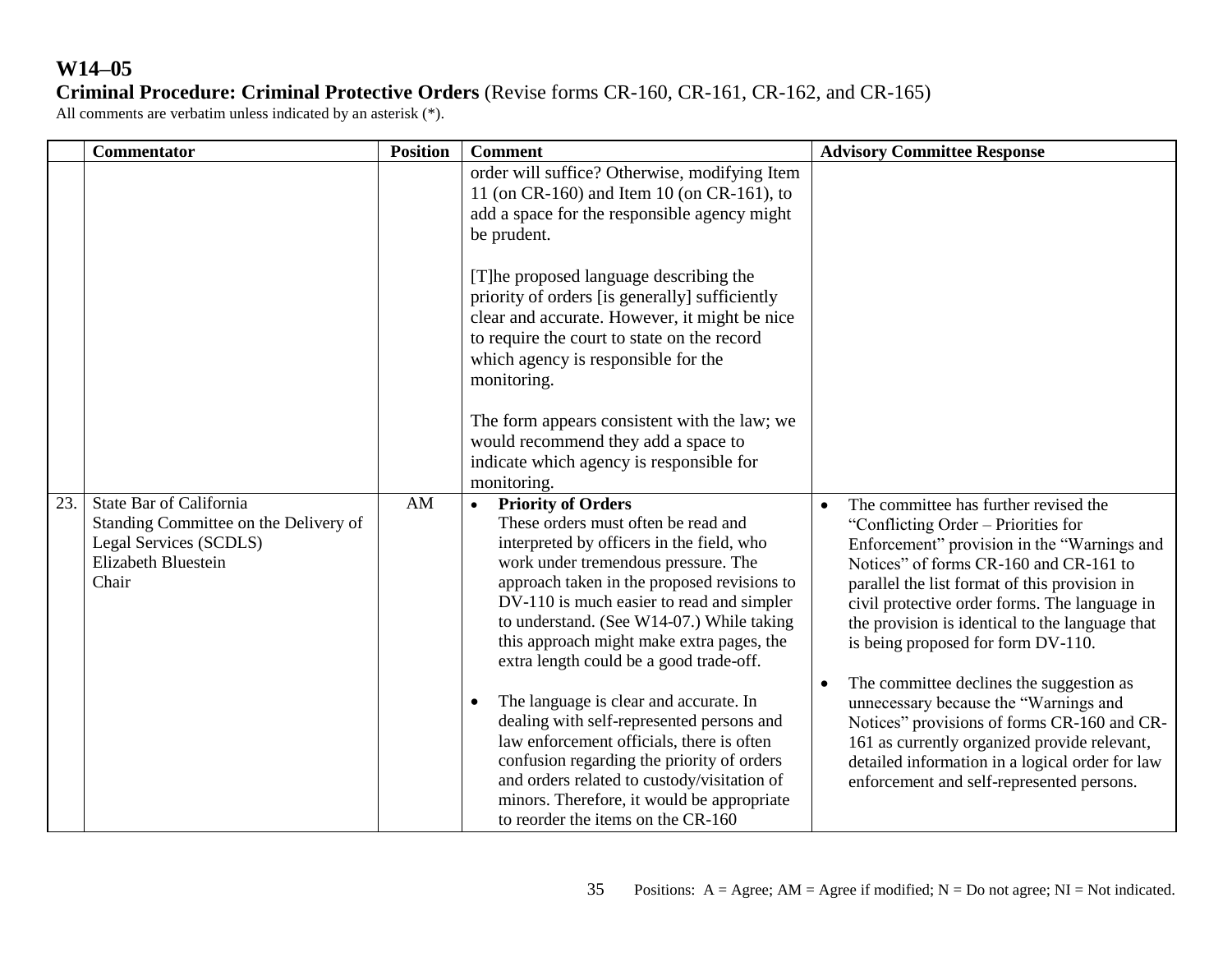# W14–05

**Criminal Procedure: Criminal Protective Orders** (Revise forms CR-160, CR-161, CR-162, and CR-165)

All comments are verbatim unless indicated by an asterisk (*).

| | Commentator | Position | Comment | Advisory Committee Response |
|---|---|---|---|---|
| | | | order will suffice? Otherwise, modifying Item 11 (on CR-160) and Item 10 (on CR-161), to add a space for the responsible agency might be prudent.<br><br>[T]he proposed language describing the priority of orders [is generally] sufficiently clear and accurate. However, it might be nice to require the court to state on the record which agency is responsible for the monitoring.<br><br>The form appears consistent with the law; we would recommend they add a space to indicate which agency is responsible for monitoring. | |
| 23. | State Bar of California<br>Standing Committee on the Delivery of Legal Services (SCDLS)<br>Elizabeth Bluestein<br>Chair | AM | • **Priority of Orders**<br>These orders must often be read and interpreted by officers in the field, who work under tremendous pressure. The approach taken in the proposed revisions to DV-110 is much easier to read and simpler to understand. (See W14-07.) While taking this approach might make extra pages, the extra length could be a good trade-off.<br><br>• The language is clear and accurate. In dealing with self-represented persons and law enforcement officials, there is often confusion regarding the priority of orders and orders related to custody/visitation of minors. Therefore, it would be appropriate to reorder the items on the CR-160 | • The committee has further revised the "Conflicting Order – Priorities for Enforcement" provision in the "Warnings and Notices" of forms CR-160 and CR-161 to parallel the list format of this provision in civil protective order forms. The language in the provision is identical to the language that is being proposed for form DV-110.<br><br>• The committee declines the suggestion as unnecessary because the "Warnings and Notices" provisions of forms CR-160 and CR-161 as currently organized provide relevant, detailed information in a logical order for law enforcement and self-represented persons. |

Positions: A = Agree; AM = Agree if modified; N = Do not agree; NI = Not indicated.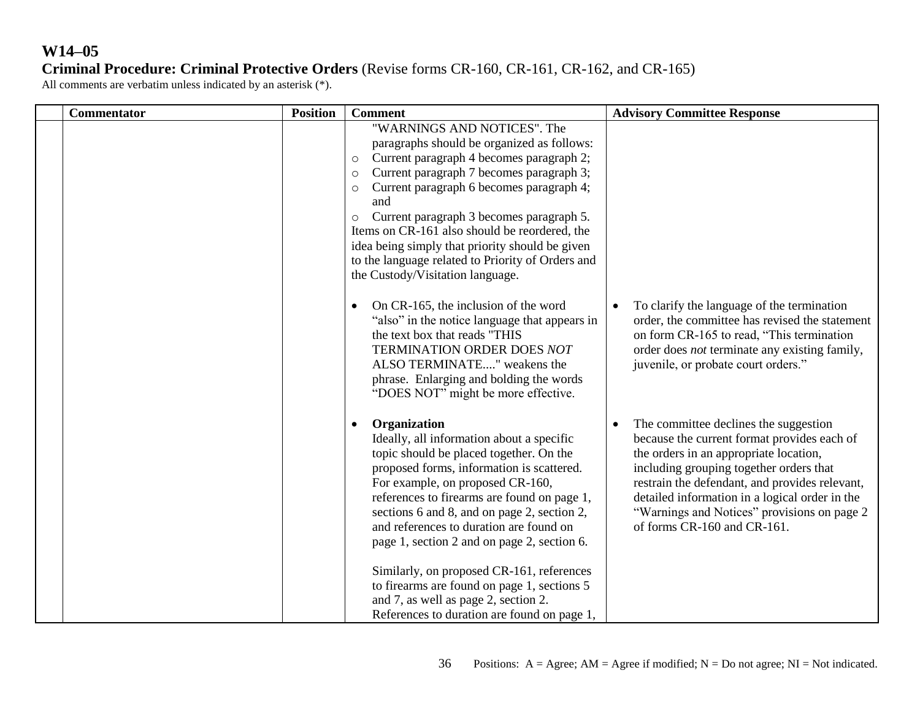**W14–05**
**Criminal Procedure: Criminal Protective Orders** (Revise forms CR-160, CR-161, CR-162, and CR-165)
All comments are verbatim unless indicated by an asterisk (*).

| | Commentator | Position | Comment | Advisory Committee Response |
|---|---|---|---|---|
| | | | "WARNINGS AND NOTICES". The paragraphs should be organized as follows:<br>○ Current paragraph 4 becomes paragraph 2;<br>○ Current paragraph 7 becomes paragraph 3;<br>○ Current paragraph 6 becomes paragraph 4; and<br>○ Current paragraph 3 becomes paragraph 5.<br>Items on CR-161 also should be reordered, the idea being simply that priority should be given to the language related to Priority of Orders and the Custody/Visitation language. | |
| | | | • On CR-165, the inclusion of the word "also" in the notice language that appears in the text box that reads "THIS TERMINATION ORDER DOES *NOT* ALSO TERMINATE...." weakens the phrase. Enlarging and bolding the words "DOES NOT" might be more effective. | • To clarify the language of the termination order, the committee has revised the statement on form CR-165 to read, "This termination order does *not* terminate any existing family, juvenile, or probate court orders." |
| | | | • **Organization**<br>Ideally, all information about a specific topic should be placed together. On the proposed forms, information is scattered. For example, on proposed CR-160, references to firearms are found on page 1, sections 6 and 8, and on page 2, section 2, and references to duration are found on page 1, section 2 and on page 2, section 6.<br><br>Similarly, on proposed CR-161, references to firearms are found on page 1, sections 5 and 7, as well as page 2, section 2. References to duration are found on page 1, | • The committee declines the suggestion because the current format provides each of the orders in an appropriate location, including grouping together orders that restrain the defendant, and provides relevant, detailed information in a logical order in the "Warnings and Notices" provisions on page 2 of forms CR-160 and CR-161. |

Positions: A = Agree; AM = Agree if modified; N = Do not agree; NI = Not indicated.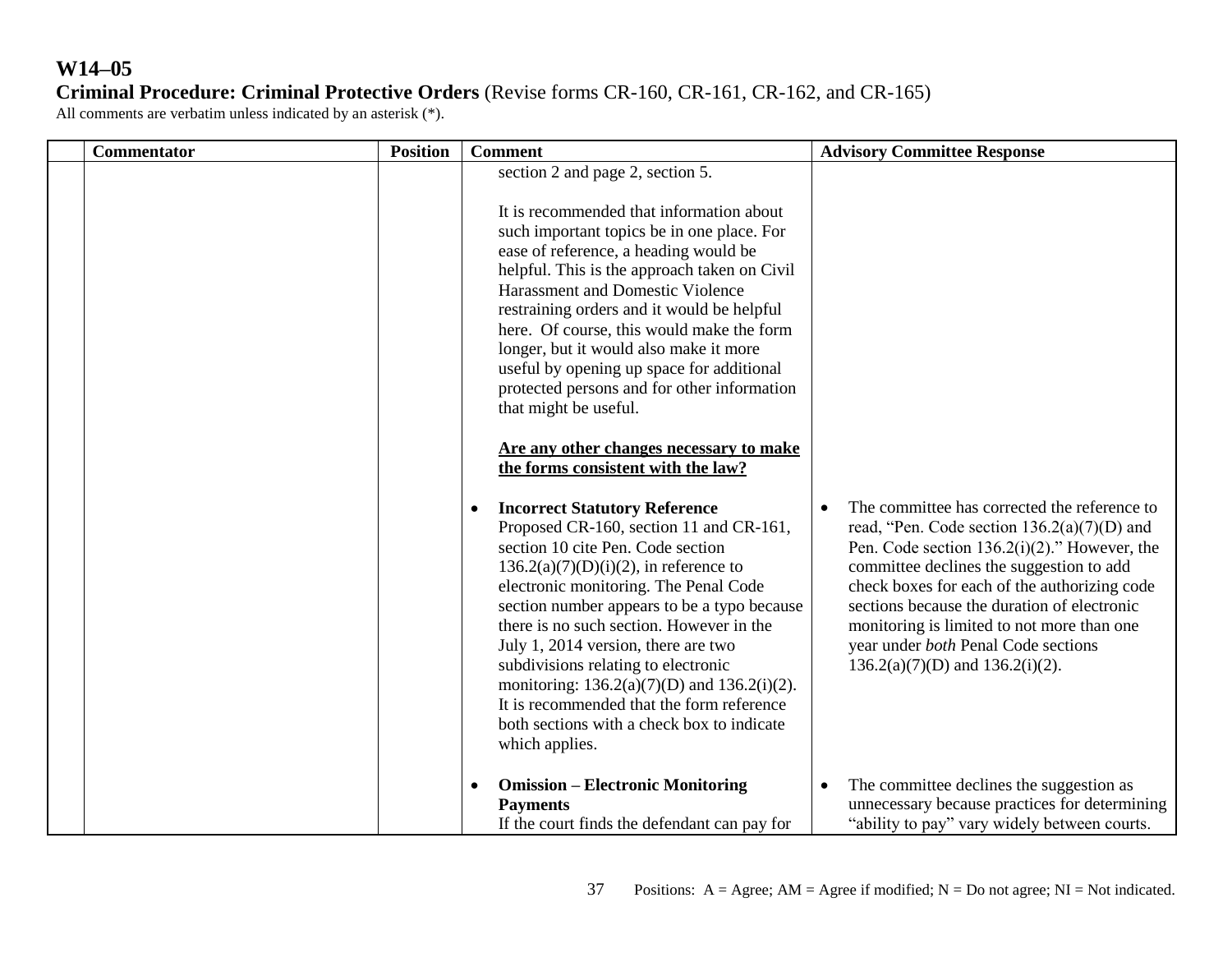# W14–05

**Criminal Procedure: Criminal Protective Orders** (Revise forms CR-160, CR-161, CR-162, and CR-165)

All comments are verbatim unless indicated by an asterisk (*).

| | Commentator | Position | Comment | Advisory Committee Response |
|---|---|---|---|---|
| | | | section 2 and page 2, section 5.<br><br>It is recommended that information about such important topics be in one place. For ease of reference, a heading would be helpful. This is the approach taken on Civil Harassment and Domestic Violence restraining orders and it would be helpful here. Of course, this would make the form longer, but it would also make it more useful by opening up space for additional protected persons and for other information that might be useful.<br><br>**<u>Are any other changes necessary to make the forms consistent with the law?</u>** | |
| | | | • **Incorrect Statutory Reference**<br>Proposed CR-160, section 11 and CR-161, section 10 cite Pen. Code section 136.2(a)(7)(D)(i)(2), in reference to electronic monitoring. The Penal Code section number appears to be a typo because there is no such section. However in the July 1, 2014 version, there are two subdivisions relating to electronic monitoring: 136.2(a)(7)(D) and 136.2(i)(2). It is recommended that the form reference both sections with a check box to indicate which applies. | • The committee has corrected the reference to read, "Pen. Code section 136.2(a)(7)(D) and Pen. Code section 136.2(i)(2)." However, the committee declines the suggestion to add check boxes for each of the authorizing code sections because the duration of electronic monitoring is limited to not more than one year under *both* Penal Code sections 136.2(a)(7)(D) and 136.2(i)(2). |
| | | | • **Omission – Electronic Monitoring Payments**<br>If the court finds the defendant can pay for | • The committee declines the suggestion as unnecessary because practices for determining "ability to pay" vary widely between courts. |

Positions: A = Agree; AM = Agree if modified; N = Do not agree; NI = Not indicated.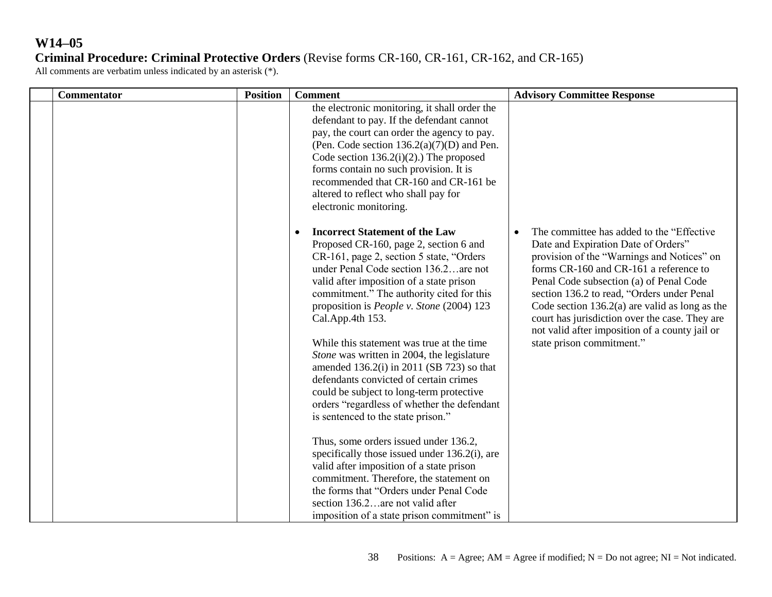# W14–05

**Criminal Procedure: Criminal Protective Orders** (Revise forms CR-160, CR-161, CR-162, and CR-165)

All comments are verbatim unless indicated by an asterisk (*).

| | Commentator | Position | Comment | Advisory Committee Response |
|---|---|---|---|---|
| | | | the electronic monitoring, it shall order the defendant to pay. If the defendant cannot pay, the court can order the agency to pay. (Pen. Code section 136.2(a)(7)(D) and Pen. Code section 136.2(i)(2).) The proposed forms contain no such provision. It is recommended that CR-160 and CR-161 be altered to reflect who shall pay for electronic monitoring.<br><br>• **Incorrect Statement of the Law** Proposed CR-160, page 2, section 6 and CR-161, page 2, section 5 state, "Orders under Penal Code section 136.2…are not valid after imposition of a state prison commitment." The authority cited for this proposition is *People v. Stone* (2004) 123 Cal.App.4th 153.<br><br>While this statement was true at the time *Stone* was written in 2004, the legislature amended 136.2(i) in 2011 (SB 723) so that defendants convicted of certain crimes could be subject to long-term protective orders "regardless of whether the defendant is sentenced to the state prison."<br><br>Thus, some orders issued under 136.2, specifically those issued under 136.2(i), are valid after imposition of a state prison commitment. Therefore, the statement on the forms that "Orders under Penal Code section 136.2…are not valid after imposition of a state prison commitment" is | <br><br><br><br><br><br><br><br>• The committee has added to the "Effective Date and Expiration Date of Orders" provision of the "Warnings and Notices" on forms CR-160 and CR-161 a reference to Penal Code subsection (a) of Penal Code section 136.2 to read, "Orders under Penal Code section 136.2(a) are valid as long as the court has jurisdiction over the case. They are not valid after imposition of a county jail or state prison commitment." |

Positions: A = Agree; AM = Agree if modified; N = Do not agree; NI = Not indicated.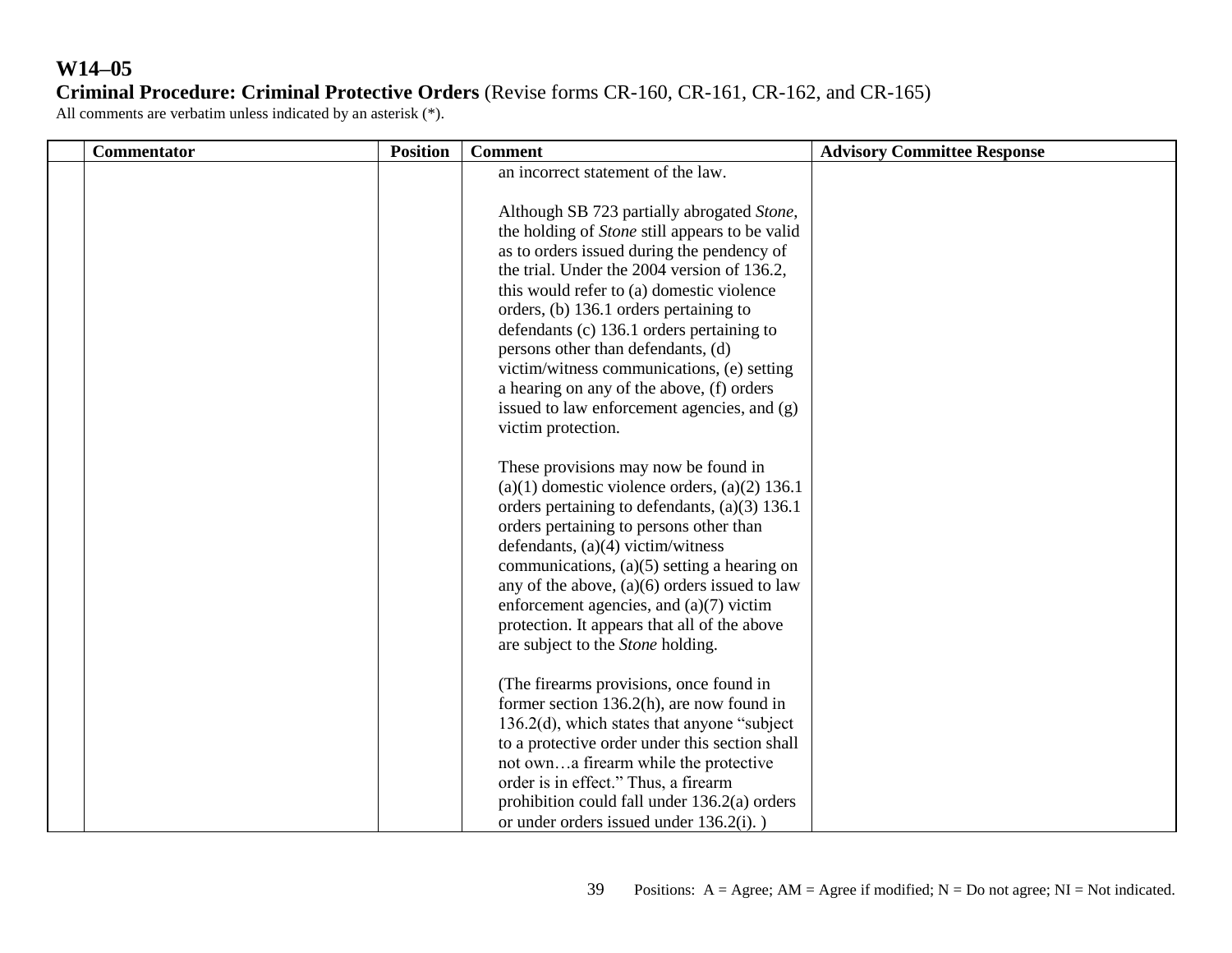# W14–05

**Criminal Procedure: Criminal Protective Orders** (Revise forms CR-160, CR-161, CR-162, and CR-165)

All comments are verbatim unless indicated by an asterisk (*).

| | Commentator | Position | Comment | Advisory Committee Response |
|---|---|---|---|---|
| | | | an incorrect statement of the law.<br><br>Although SB 723 partially abrogated *Stone*, the holding of *Stone* still appears to be valid as to orders issued during the pendency of the trial. Under the 2004 version of 136.2, this would refer to (a) domestic violence orders, (b) 136.1 orders pertaining to defendants (c) 136.1 orders pertaining to persons other than defendants, (d) victim/witness communications, (e) setting a hearing on any of the above, (f) orders issued to law enforcement agencies, and (g) victim protection.<br><br>These provisions may now be found in (a)(1) domestic violence orders, (a)(2) 136.1 orders pertaining to defendants, (a)(3) 136.1 orders pertaining to persons other than defendants, (a)(4) victim/witness communications, (a)(5) setting a hearing on any of the above, (a)(6) orders issued to law enforcement agencies, and (a)(7) victim protection. It appears that all of the above are subject to the *Stone* holding.<br><br>(The firearms provisions, once found in former section 136.2(h), are now found in 136.2(d), which states that anyone "subject to a protective order under this section shall not own…a firearm while the protective order is in effect." Thus, a firearm prohibition could fall under 136.2(a) orders or under orders issued under 136.2(i). ) | |

Positions: A = Agree; AM = Agree if modified; N = Do not agree; NI = Not indicated.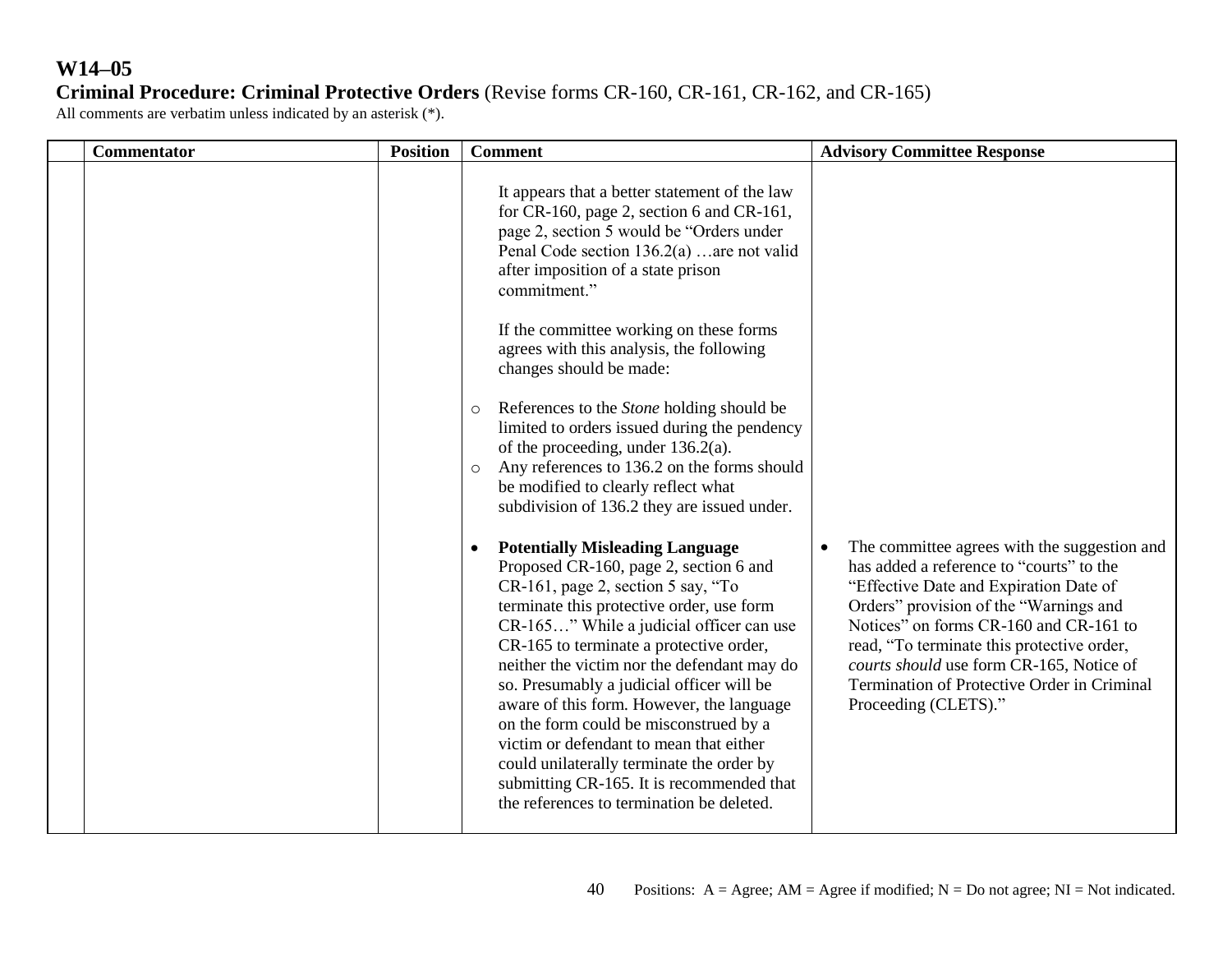**W14–05**
**Criminal Procedure: Criminal Protective Orders** (Revise forms CR-160, CR-161, CR-162, and CR-165)
All comments are verbatim unless indicated by an asterisk (*).

| | Commentator | Position | Comment | Advisory Committee Response |
|---|---|---|---|---|
| | | | It appears that a better statement of the law for CR-160, page 2, section 6 and CR-161, page 2, section 5 would be "Orders under Penal Code section 136.2(a) …are not valid after imposition of a state prison commitment." <br><br> If the committee working on these forms agrees with this analysis, the following changes should be made: <br><br> ○ References to the *Stone* holding should be limited to orders issued during the pendency of the proceeding, under 136.2(a). <br> ○ Any references to 136.2 on the forms should be modified to clearly reflect what subdivision of 136.2 they are issued under. <br><br> • **Potentially Misleading Language** Proposed CR-160, page 2, section 6 and CR-161, page 2, section 5 say, "To terminate this protective order, use form CR-165…" While a judicial officer can use CR-165 to terminate a protective order, neither the victim nor the defendant may do so. Presumably a judicial officer will be aware of this form. However, the language on the form could be misconstrued by a victim or defendant to mean that either could unilaterally terminate the order by submitting CR-165. It is recommended that the references to termination be deleted. | • The committee agrees with the suggestion and has added a reference to "courts" to the "Effective Date and Expiration Date of Orders" provision of the "Warnings and Notices" on forms CR-160 and CR-161 to read, "To terminate this protective order, *courts should* use form CR-165, Notice of Termination of Protective Order in Criminal Proceeding (CLETS)." |

Positions: A = Agree; AM = Agree if modified; N = Do not agree; NI = Not indicated.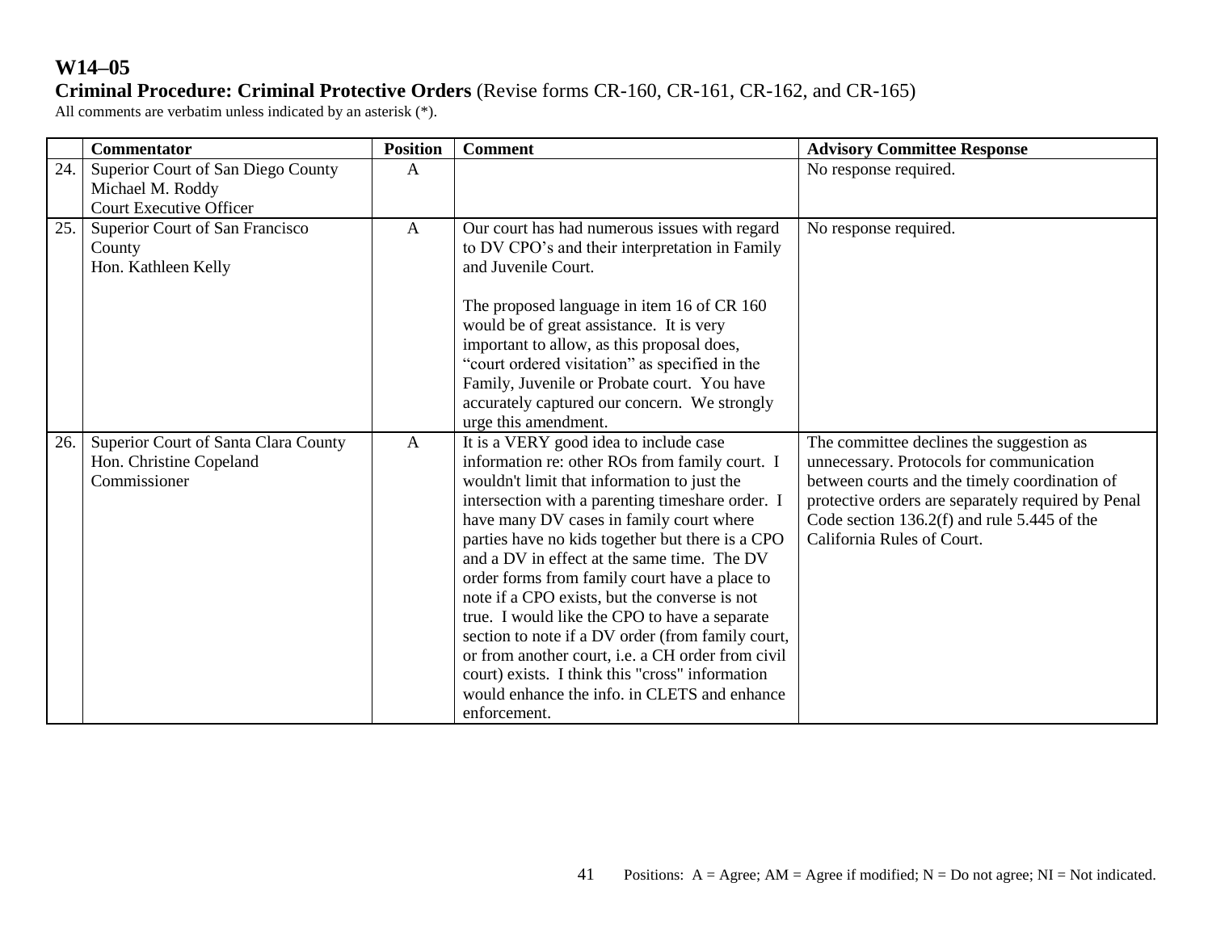**W14–05**
**Criminal Procedure: Criminal Protective Orders** (Revise forms CR-160, CR-161, CR-162, and CR-165)
All comments are verbatim unless indicated by an asterisk (*).

| | Commentator | Position | Comment | Advisory Committee Response |
|---|---|---|---|---|
| 24. | Superior Court of San Diego County<br>Michael M. Roddy<br>Court Executive Officer | A | | No response required. |
| 25. | Superior Court of San Francisco County<br>Hon. Kathleen Kelly | A | Our court has had numerous issues with regard to DV CPO's and their interpretation in Family and Juvenile Court.<br><br>The proposed language in item 16 of CR 160 would be of great assistance. It is very important to allow, as this proposal does, "court ordered visitation" as specified in the Family, Juvenile or Probate court. You have accurately captured our concern. We strongly urge this amendment. | No response required. |
| 26. | Superior Court of Santa Clara County<br>Hon. Christine Copeland<br>Commissioner | A | It is a VERY good idea to include case information re: other ROs from family court. I wouldn't limit that information to just the intersection with a parenting timeshare order. I have many DV cases in family court where parties have no kids together but there is a CPO and a DV in effect at the same time. The DV order forms from family court have a place to note if a CPO exists, but the converse is not true. I would like the CPO to have a separate section to note if a DV order (from family court, or from another court, i.e. a CH order from civil court) exists. I think this "cross" information would enhance the info. in CLETS and enhance enforcement. | The committee declines the suggestion as unnecessary. Protocols for communication between courts and the timely coordination of protective orders are separately required by Penal Code section 136.2(f) and rule 5.445 of the California Rules of Court. |

Positions: A = Agree; AM = Agree if modified; N = Do not agree; NI = Not indicated.